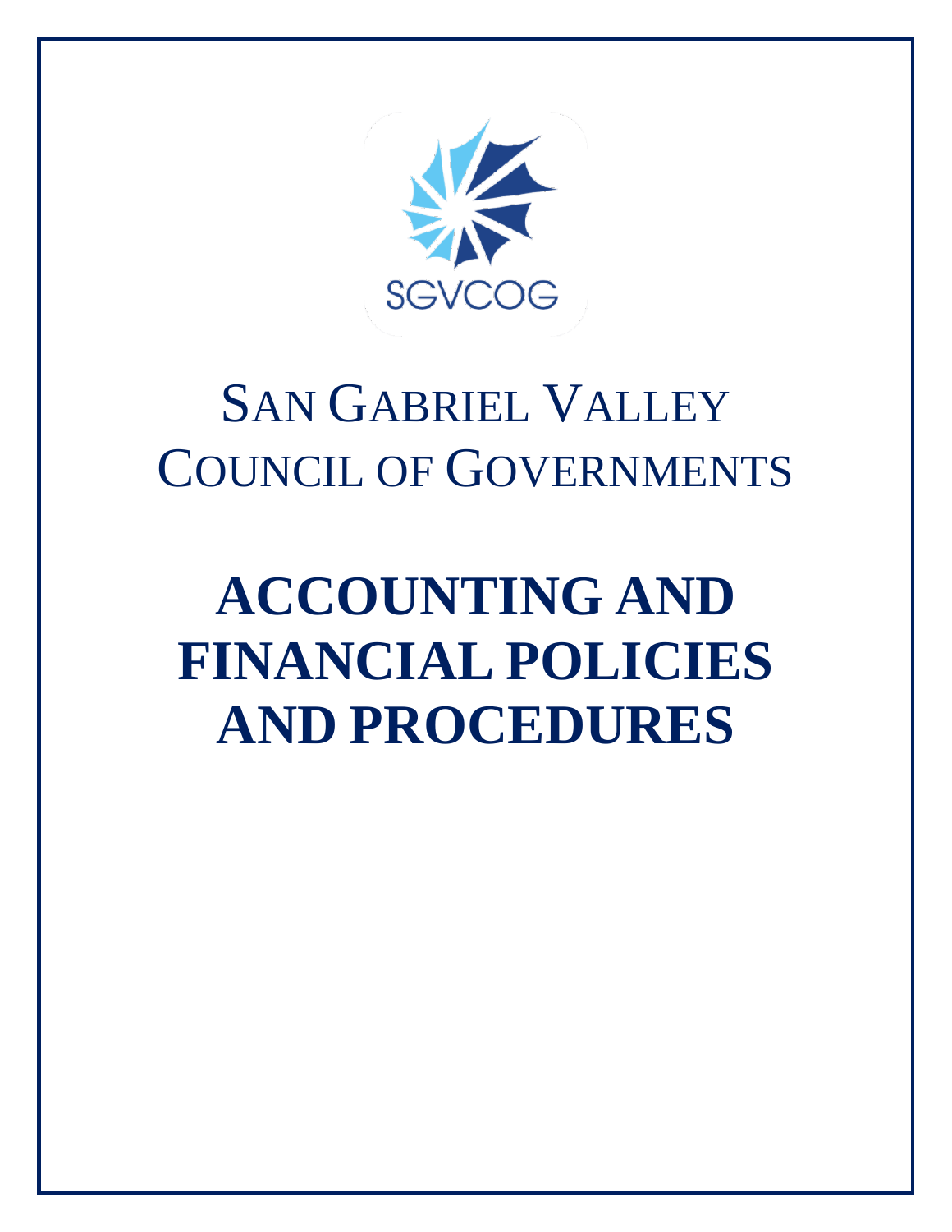SGVCOG

# San Gabriel Valley Council of Governments

# ACCOUNTING AND FINANCIAL POLICIES AND PROCEDURES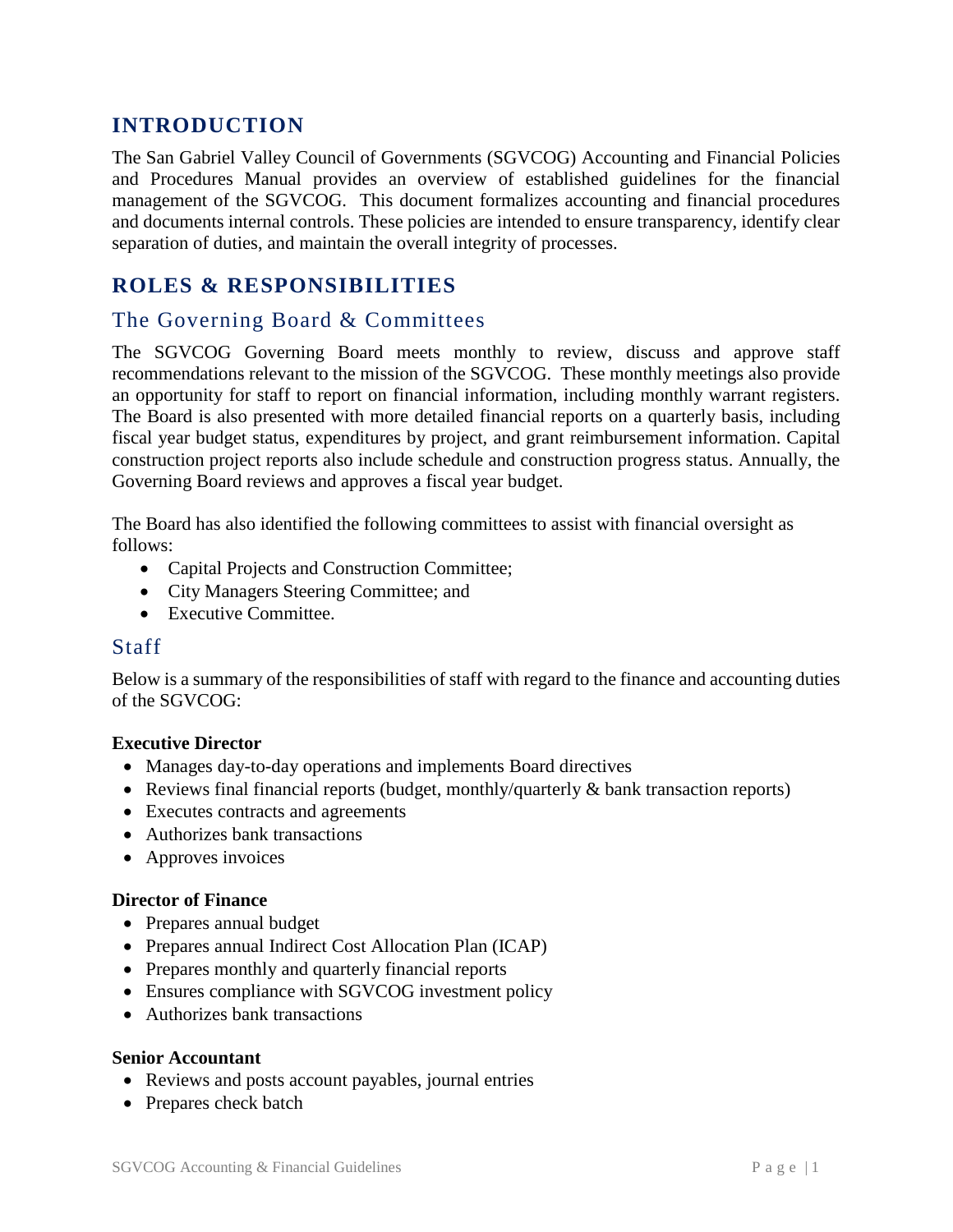# INTRODUCTION

The San Gabriel Valley Council of Governments (SGVCOG) Accounting and Financial Policies and Procedures Manual provides an overview of established guidelines for the financial management of the SGVCOG. This document formalizes accounting and financial procedures and documents internal controls. These policies are intended to ensure transparency, identify clear separation of duties, and maintain the overall integrity of processes.

# ROLES & RESPONSIBILITIES

## The Governing Board & Committees

The SGVCOG Governing Board meets monthly to review, discuss and approve staff recommendations relevant to the mission of the SGVCOG. These monthly meetings also provide an opportunity for staff to report on financial information, including monthly warrant registers. The Board is also presented with more detailed financial reports on a quarterly basis, including fiscal year budget status, expenditures by project, and grant reimbursement information. Capital construction project reports also include schedule and construction progress status. Annually, the Governing Board reviews and approves a fiscal year budget.

The Board has also identified the following committees to assist with financial oversight as follows:

- Capital Projects and Construction Committee;
- City Managers Steering Committee; and
- Executive Committee.

## Staff

Below is a summary of the responsibilities of staff with regard to the finance and accounting duties of the SGVCOG:

**Executive Director**

- Manages day-to-day operations and implements Board directives
- Reviews final financial reports (budget, monthly/quarterly & bank transaction reports)
- Executes contracts and agreements
- Authorizes bank transactions
- Approves invoices

**Director of Finance**

- Prepares annual budget
- Prepares annual Indirect Cost Allocation Plan (ICAP)
- Prepares monthly and quarterly financial reports
- Ensures compliance with SGVCOG investment policy
- Authorizes bank transactions

**Senior Accountant**

- Reviews and posts account payables, journal entries
- Prepares check batch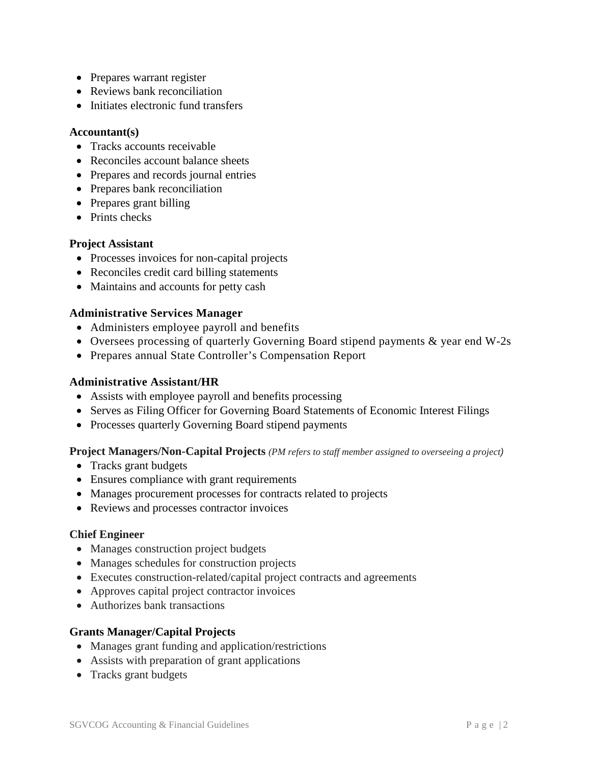- Prepares warrant register
- Reviews bank reconciliation
- Initiates electronic fund transfers

**Accountant(s)**

- Tracks accounts receivable
- Reconciles account balance sheets
- Prepares and records journal entries
- Prepares bank reconciliation
- Prepares grant billing
- Prints checks

**Project Assistant**

- Processes invoices for non-capital projects
- Reconciles credit card billing statements
- Maintains and accounts for petty cash

**Administrative Services Manager**

- Administers employee payroll and benefits
- Oversees processing of quarterly Governing Board stipend payments & year end W-2s
- Prepares annual State Controller's Compensation Report

**Administrative Assistant/HR**

- Assists with employee payroll and benefits processing
- Serves as Filing Officer for Governing Board Statements of Economic Interest Filings
- Processes quarterly Governing Board stipend payments

**Project Managers/Non-Capital Projects** *(PM refers to staff member assigned to overseeing a project)*

- Tracks grant budgets
- Ensures compliance with grant requirements
- Manages procurement processes for contracts related to projects
- Reviews and processes contractor invoices

**Chief Engineer**

- Manages construction project budgets
- Manages schedules for construction projects
- Executes construction-related/capital project contracts and agreements
- Approves capital project contractor invoices
- Authorizes bank transactions

**Grants Manager/Capital Projects**

- Manages grant funding and application/restrictions
- Assists with preparation of grant applications
- Tracks grant budgets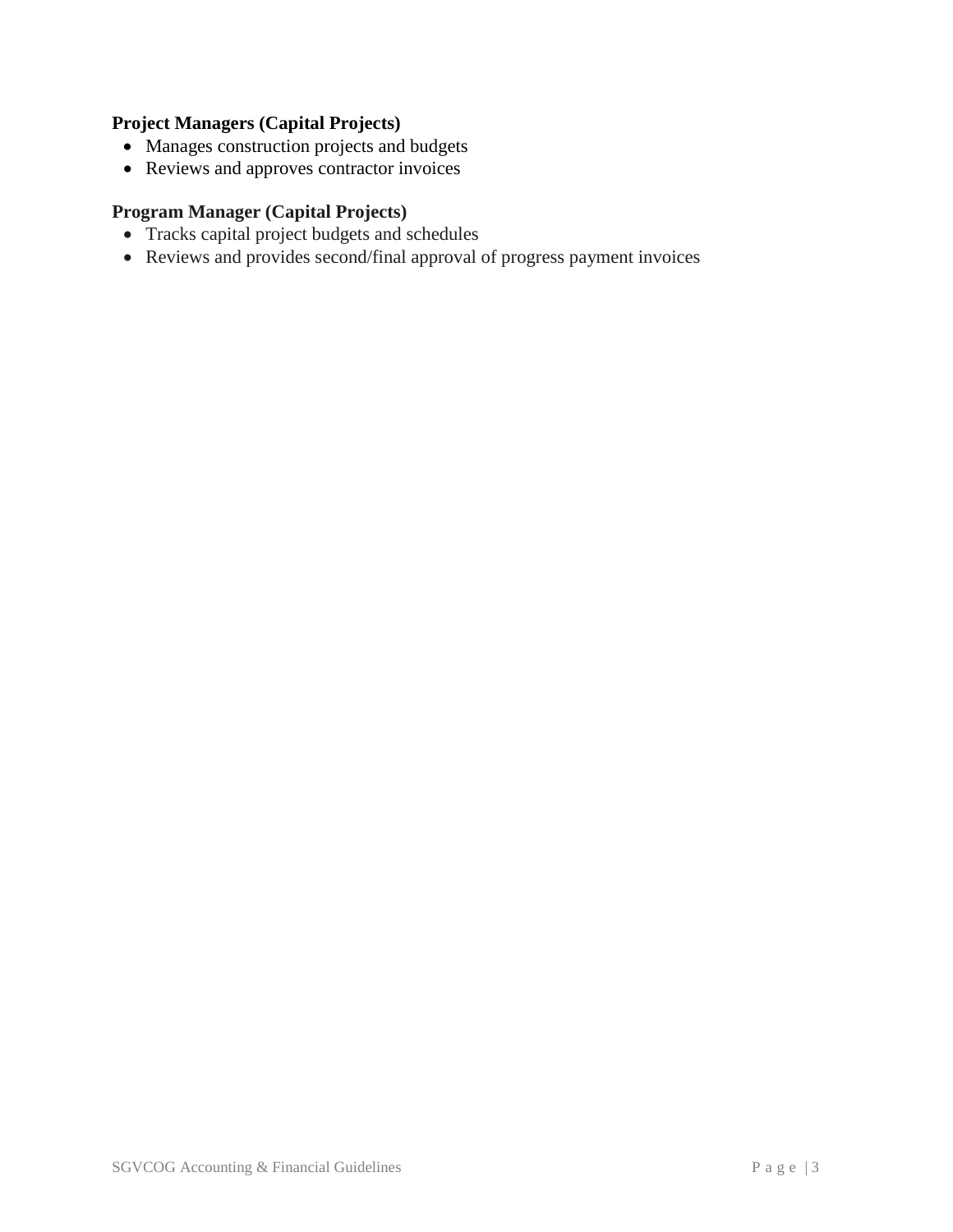**Project Managers (Capital Projects)**

- Manages construction projects and budgets
- Reviews and approves contractor invoices

**Program Manager (Capital Projects)**

- Tracks capital project budgets and schedules
- Reviews and provides second/final approval of progress payment invoices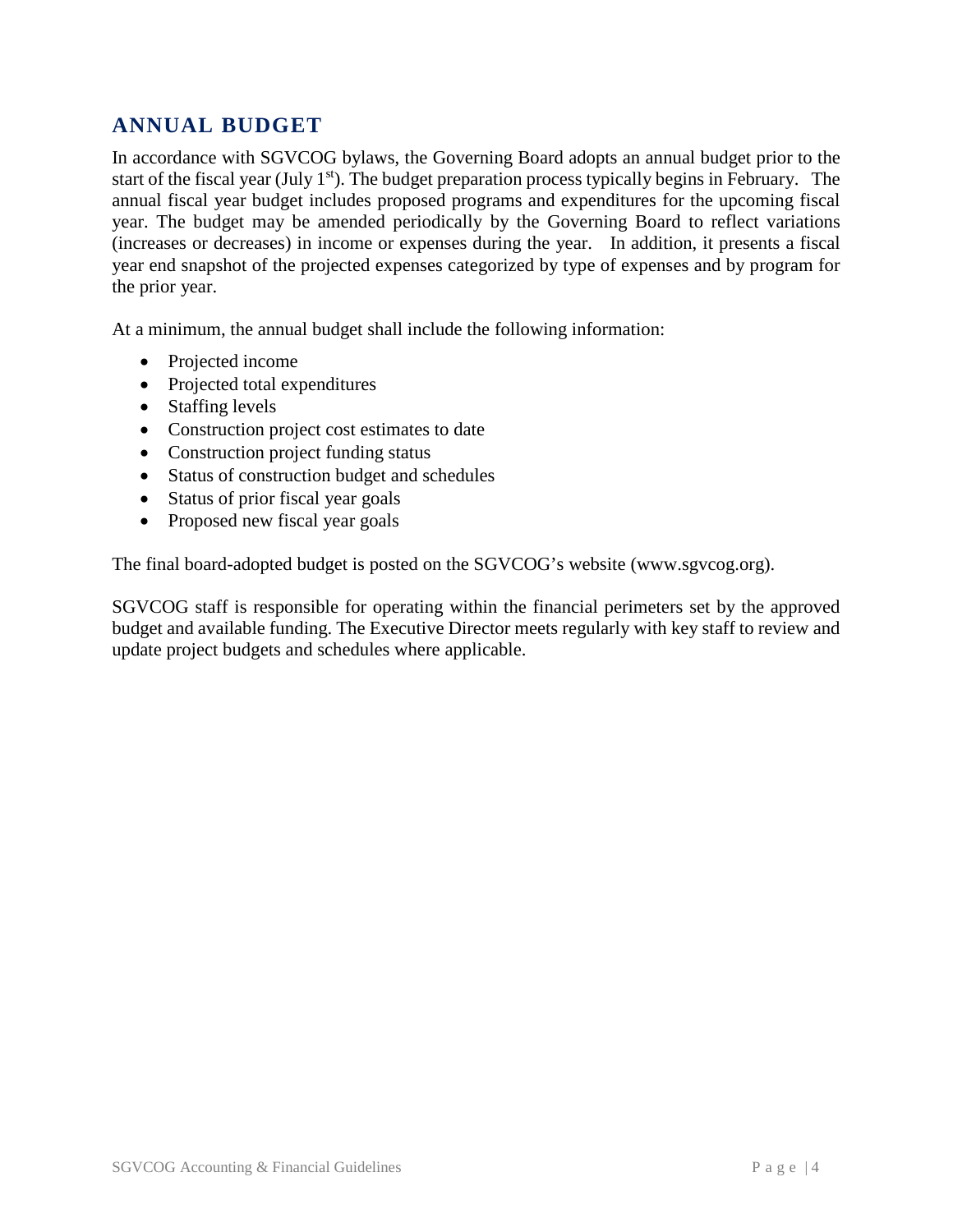## ANNUAL BUDGET

In accordance with SGVCOG bylaws, the Governing Board adopts an annual budget prior to the start of the fiscal year (July 1st). The budget preparation process typically begins in February. The annual fiscal year budget includes proposed programs and expenditures for the upcoming fiscal year. The budget may be amended periodically by the Governing Board to reflect variations (increases or decreases) in income or expenses during the year. In addition, it presents a fiscal year end snapshot of the projected expenses categorized by type of expenses and by program for the prior year.

At a minimum, the annual budget shall include the following information:

- Projected income
- Projected total expenditures
- Staffing levels
- Construction project cost estimates to date
- Construction project funding status
- Status of construction budget and schedules
- Status of prior fiscal year goals
- Proposed new fiscal year goals

The final board-adopted budget is posted on the SGVCOG's website (www.sgvcog.org).

SGVCOG staff is responsible for operating within the financial perimeters set by the approved budget and available funding. The Executive Director meets regularly with key staff to review and update project budgets and schedules where applicable.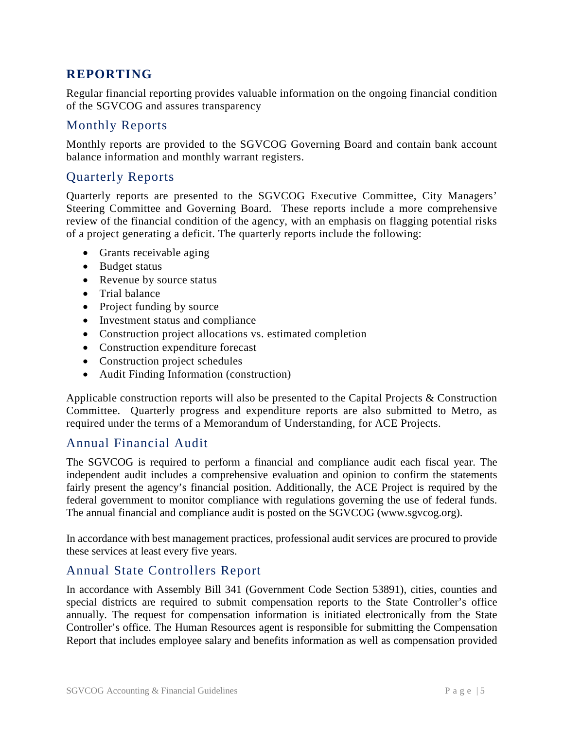## REPORTING

Regular financial reporting provides valuable information on the ongoing financial condition of the SGVCOG and assures transparency

### Monthly Reports

Monthly reports are provided to the SGVCOG Governing Board and contain bank account balance information and monthly warrant registers.

### Quarterly Reports

Quarterly reports are presented to the SGVCOG Executive Committee, City Managers' Steering Committee and Governing Board. These reports include a more comprehensive review of the financial condition of the agency, with an emphasis on flagging potential risks of a project generating a deficit. The quarterly reports include the following:

- Grants receivable aging
- Budget status
- Revenue by source status
- Trial balance
- Project funding by source
- Investment status and compliance
- Construction project allocations vs. estimated completion
- Construction expenditure forecast
- Construction project schedules
- Audit Finding Information (construction)

Applicable construction reports will also be presented to the Capital Projects & Construction Committee. Quarterly progress and expenditure reports are also submitted to Metro, as required under the terms of a Memorandum of Understanding, for ACE Projects.

### Annual Financial Audit

The SGVCOG is required to perform a financial and compliance audit each fiscal year. The independent audit includes a comprehensive evaluation and opinion to confirm the statements fairly present the agency's financial position. Additionally, the ACE Project is required by the federal government to monitor compliance with regulations governing the use of federal funds. The annual financial and compliance audit is posted on the SGVCOG (www.sgvcog.org).

In accordance with best management practices, professional audit services are procured to provide these services at least every five years.

### Annual State Controllers Report

In accordance with Assembly Bill 341 (Government Code Section 53891), cities, counties and special districts are required to submit compensation reports to the State Controller's office annually. The request for compensation information is initiated electronically from the State Controller's office. The Human Resources agent is responsible for submitting the Compensation Report that includes employee salary and benefits information as well as compensation provided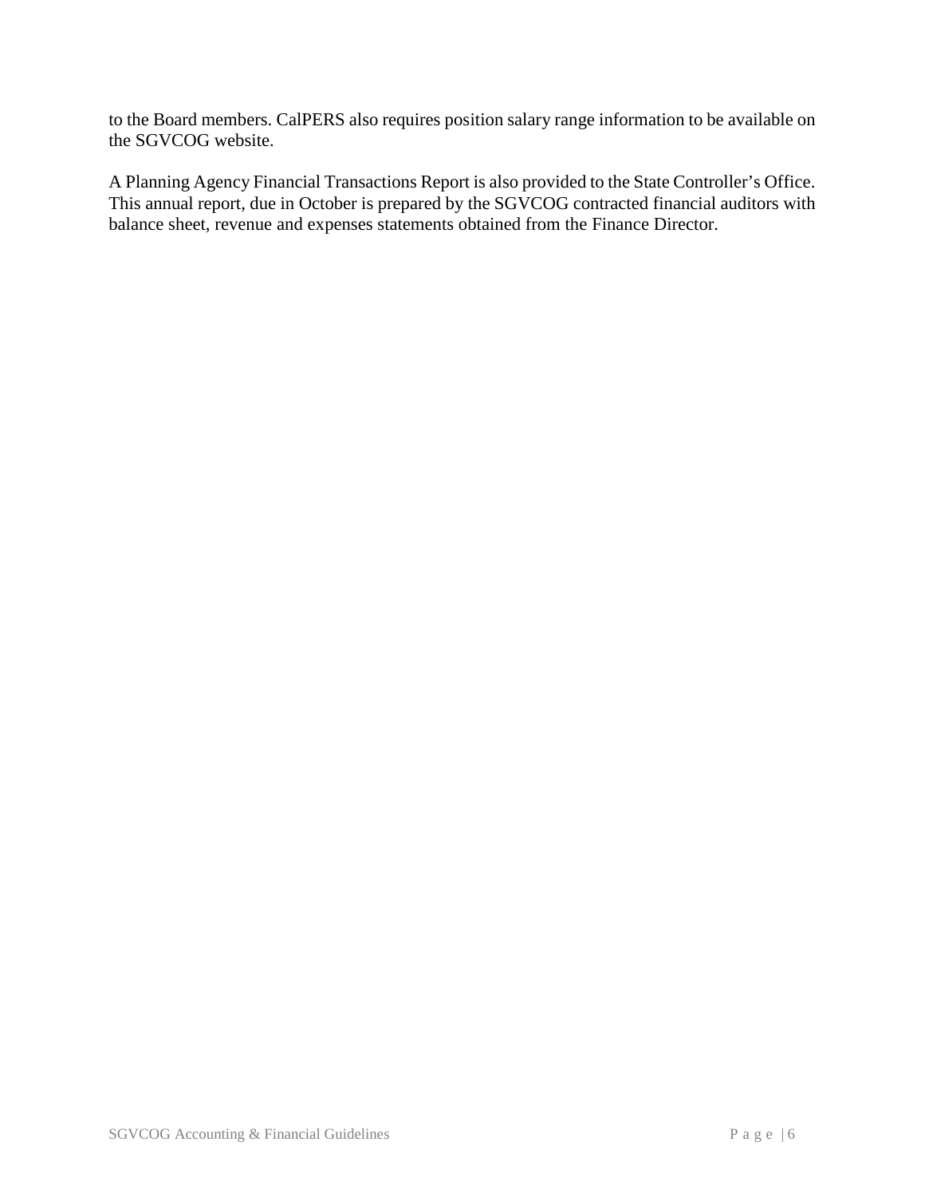to the Board members. CalPERS also requires position salary range information to be available on the SGVCOG website.

A Planning Agency Financial Transactions Report is also provided to the State Controller's Office. This annual report, due in October is prepared by the SGVCOG contracted financial auditors with balance sheet, revenue and expenses statements obtained from the Finance Director.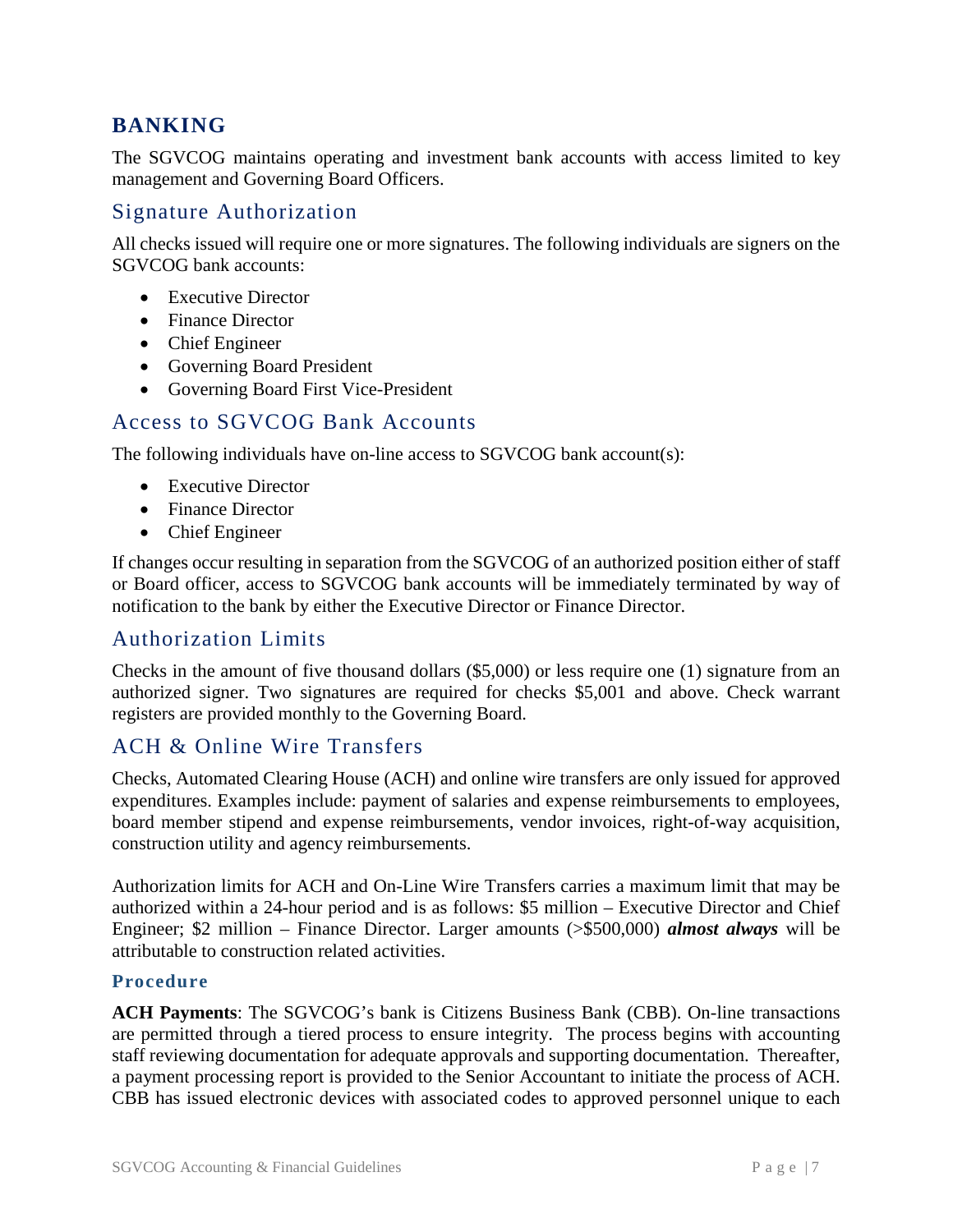# BANKING

The SGVCOG maintains operating and investment bank accounts with access limited to key management and Governing Board Officers.

## Signature Authorization

All checks issued will require one or more signatures. The following individuals are signers on the SGVCOG bank accounts:

- Executive Director
- Finance Director
- Chief Engineer
- Governing Board President
- Governing Board First Vice-President

## Access to SGVCOG Bank Accounts

The following individuals have on-line access to SGVCOG bank account(s):

- Executive Director
- Finance Director
- Chief Engineer

If changes occur resulting in separation from the SGVCOG of an authorized position either of staff or Board officer, access to SGVCOG bank accounts will be immediately terminated by way of notification to the bank by either the Executive Director or Finance Director.

## Authorization Limits

Checks in the amount of five thousand dollars ($5,000) or less require one (1) signature from an authorized signer. Two signatures are required for checks $5,001 and above. Check warrant registers are provided monthly to the Governing Board.

## ACH & Online Wire Transfers

Checks, Automated Clearing House (ACH) and online wire transfers are only issued for approved expenditures. Examples include: payment of salaries and expense reimbursements to employees, board member stipend and expense reimbursements, vendor invoices, right-of-way acquisition, construction utility and agency reimbursements.

Authorization limits for ACH and On-Line Wire Transfers carries a maximum limit that may be authorized within a 24-hour period and is as follows: $5 million – Executive Director and Chief Engineer; $2 million – Finance Director. Larger amounts (>$500,000) ***almost always*** will be attributable to construction related activities.

### Procedure

**ACH Payments**: The SGVCOG's bank is Citizens Business Bank (CBB). On-line transactions are permitted through a tiered process to ensure integrity. The process begins with accounting staff reviewing documentation for adequate approvals and supporting documentation. Thereafter, a payment processing report is provided to the Senior Accountant to initiate the process of ACH. CBB has issued electronic devices with associated codes to approved personnel unique to each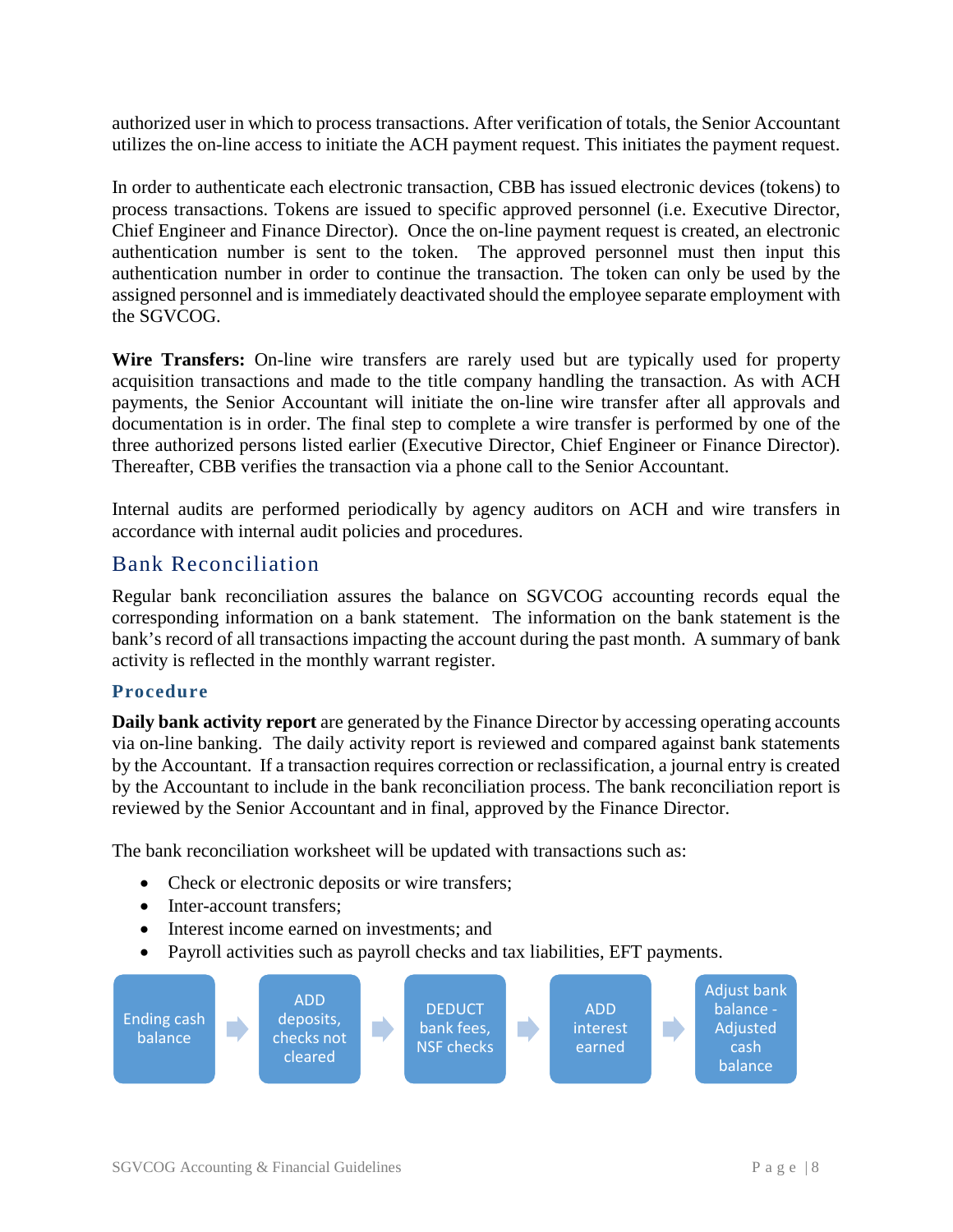authorized user in which to process transactions. After verification of totals, the Senior Accountant utilizes the on-line access to initiate the ACH payment request. This initiates the payment request.

In order to authenticate each electronic transaction, CBB has issued electronic devices (tokens) to process transactions. Tokens are issued to specific approved personnel (i.e. Executive Director, Chief Engineer and Finance Director). Once the on-line payment request is created, an electronic authentication number is sent to the token. The approved personnel must then input this authentication number in order to continue the transaction. The token can only be used by the assigned personnel and is immediately deactivated should the employee separate employment with the SGVCOG.

**Wire Transfers:** On-line wire transfers are rarely used but are typically used for property acquisition transactions and made to the title company handling the transaction. As with ACH payments, the Senior Accountant will initiate the on-line wire transfer after all approvals and documentation is in order. The final step to complete a wire transfer is performed by one of the three authorized persons listed earlier (Executive Director, Chief Engineer or Finance Director). Thereafter, CBB verifies the transaction via a phone call to the Senior Accountant.

Internal audits are performed periodically by agency auditors on ACH and wire transfers in accordance with internal audit policies and procedures.

## Bank Reconciliation

Regular bank reconciliation assures the balance on SGVCOG accounting records equal the corresponding information on a bank statement. The information on the bank statement is the bank's record of all transactions impacting the account during the past month. A summary of bank activity is reflected in the monthly warrant register.

### Procedure

**Daily bank activity report** are generated by the Finance Director by accessing operating accounts via on-line banking. The daily activity report is reviewed and compared against bank statements by the Accountant. If a transaction requires correction or reclassification, a journal entry is created by the Accountant to include in the bank reconciliation process. The bank reconciliation report is reviewed by the Senior Accountant and in final, approved by the Finance Director.

The bank reconciliation worksheet will be updated with transactions such as:

- Check or electronic deposits or wire transfers;
- Inter-account transfers;
- Interest income earned on investments; and
- Payroll activities such as payroll checks and tax liabilities, EFT payments.

Ending cash balance → ADD deposits, checks not cleared → DEDUCT bank fees, NSF checks → ADD interest earned → Adjust bank balance - Adjusted cash balance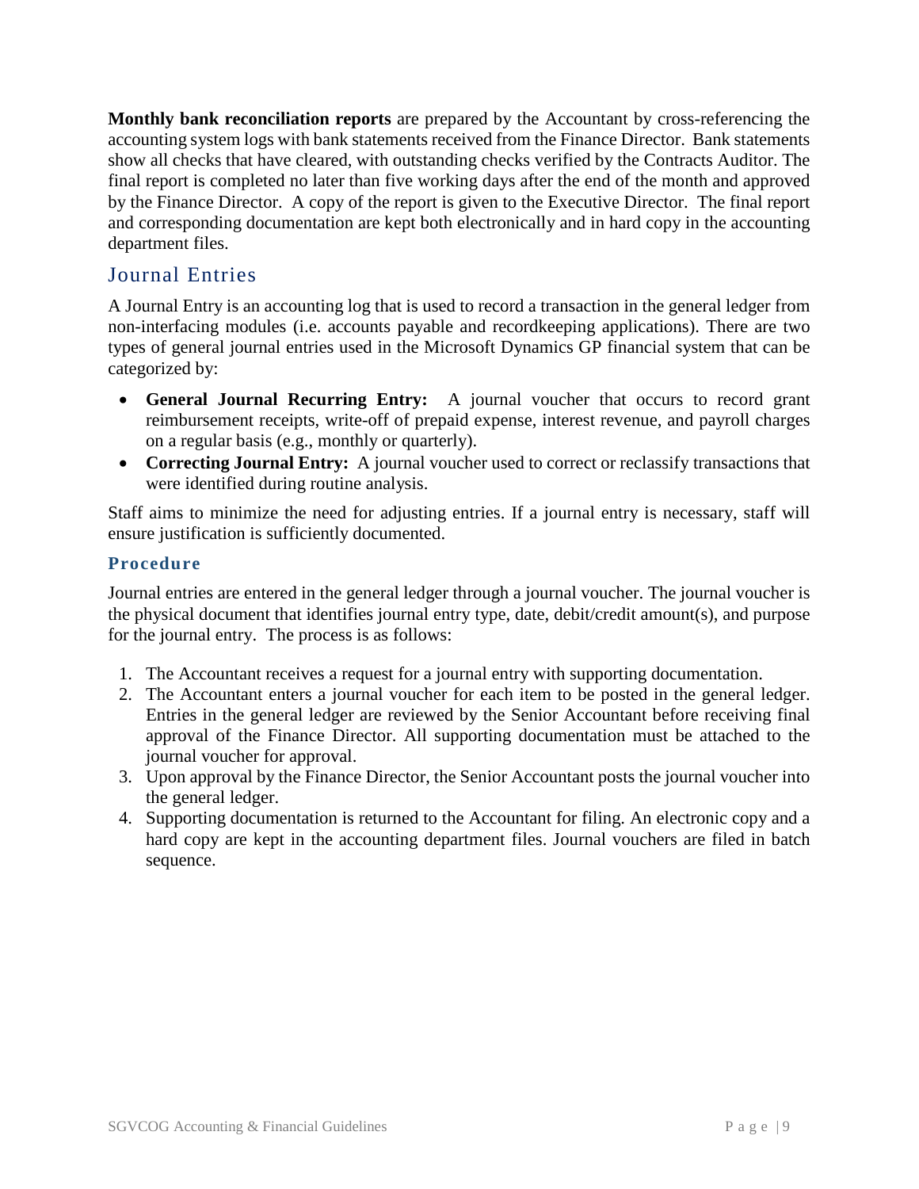**Monthly bank reconciliation reports** are prepared by the Accountant by cross-referencing the accounting system logs with bank statements received from the Finance Director. Bank statements show all checks that have cleared, with outstanding checks verified by the Contracts Auditor. The final report is completed no later than five working days after the end of the month and approved by the Finance Director. A copy of the report is given to the Executive Director. The final report and corresponding documentation are kept both electronically and in hard copy in the accounting department files.

## Journal Entries

A Journal Entry is an accounting log that is used to record a transaction in the general ledger from non-interfacing modules (i.e. accounts payable and recordkeeping applications). There are two types of general journal entries used in the Microsoft Dynamics GP financial system that can be categorized by:

- **General Journal Recurring Entry:** A journal voucher that occurs to record grant reimbursement receipts, write-off of prepaid expense, interest revenue, and payroll charges on a regular basis (e.g., monthly or quarterly).
- **Correcting Journal Entry:** A journal voucher used to correct or reclassify transactions that were identified during routine analysis.

Staff aims to minimize the need for adjusting entries. If a journal entry is necessary, staff will ensure justification is sufficiently documented.

### Procedure

Journal entries are entered in the general ledger through a journal voucher. The journal voucher is the physical document that identifies journal entry type, date, debit/credit amount(s), and purpose for the journal entry. The process is as follows:

1. The Accountant receives a request for a journal entry with supporting documentation.
2. The Accountant enters a journal voucher for each item to be posted in the general ledger. Entries in the general ledger are reviewed by the Senior Accountant before receiving final approval of the Finance Director. All supporting documentation must be attached to the journal voucher for approval.
3. Upon approval by the Finance Director, the Senior Accountant posts the journal voucher into the general ledger.
4. Supporting documentation is returned to the Accountant for filing. An electronic copy and a hard copy are kept in the accounting department files. Journal vouchers are filed in batch sequence.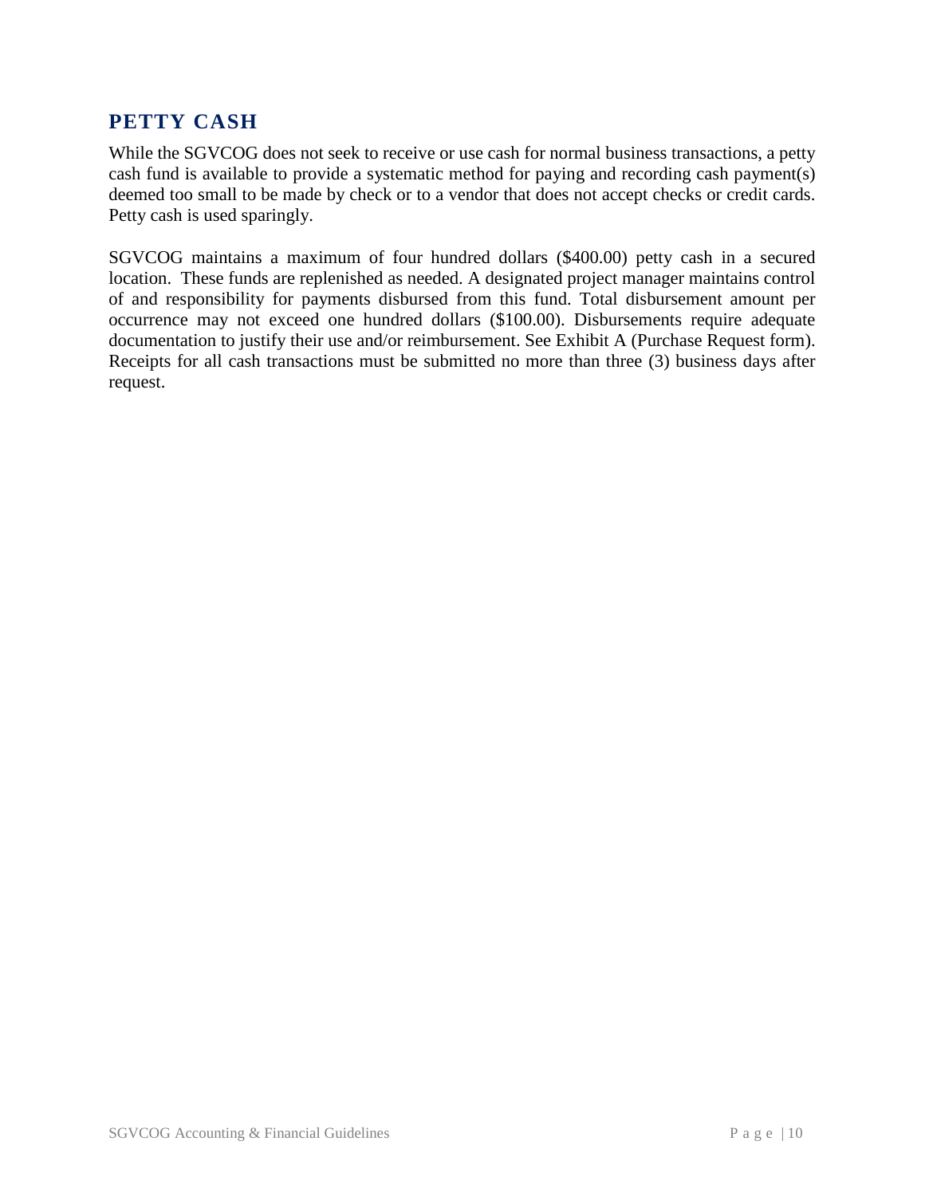## PETTY CASH

While the SGVCOG does not seek to receive or use cash for normal business transactions, a petty cash fund is available to provide a systematic method for paying and recording cash payment(s) deemed too small to be made by check or to a vendor that does not accept checks or credit cards. Petty cash is used sparingly.

SGVCOG maintains a maximum of four hundred dollars ($400.00) petty cash in a secured location. These funds are replenished as needed. A designated project manager maintains control of and responsibility for payments disbursed from this fund. Total disbursement amount per occurrence may not exceed one hundred dollars ($100.00). Disbursements require adequate documentation to justify their use and/or reimbursement. See Exhibit A (Purchase Request form). Receipts for all cash transactions must be submitted no more than three (3) business days after request.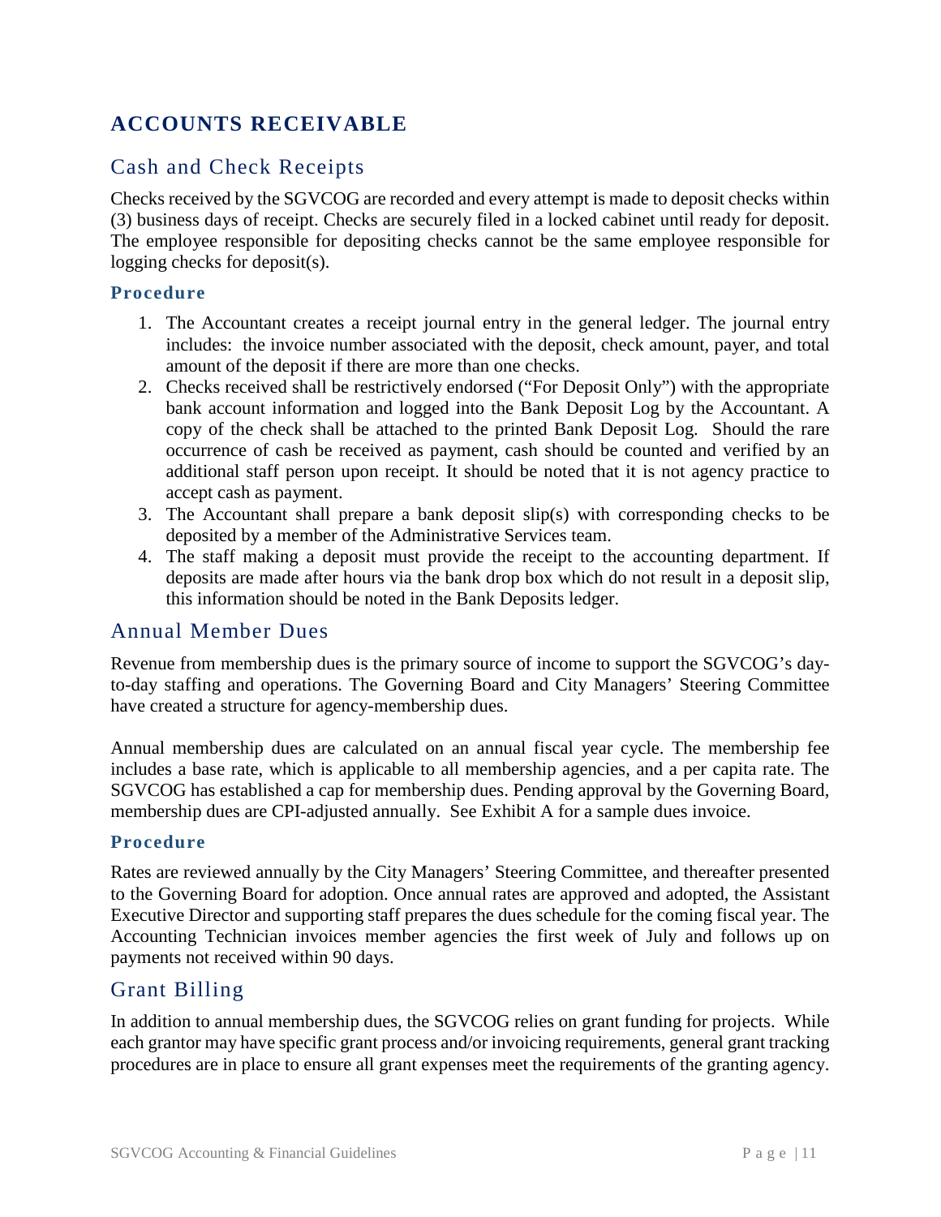# ACCOUNTS RECEIVABLE

## Cash and Check Receipts

Checks received by the SGVCOG are recorded and every attempt is made to deposit checks within (3) business days of receipt. Checks are securely filed in a locked cabinet until ready for deposit. The employee responsible for depositing checks cannot be the same employee responsible for logging checks for deposit(s).

### Procedure

1. The Accountant creates a receipt journal entry in the general ledger. The journal entry includes: the invoice number associated with the deposit, check amount, payer, and total amount of the deposit if there are more than one checks.
2. Checks received shall be restrictively endorsed ("For Deposit Only") with the appropriate bank account information and logged into the Bank Deposit Log by the Accountant. A copy of the check shall be attached to the printed Bank Deposit Log. Should the rare occurrence of cash be received as payment, cash should be counted and verified by an additional staff person upon receipt. It should be noted that it is not agency practice to accept cash as payment.
3. The Accountant shall prepare a bank deposit slip(s) with corresponding checks to be deposited by a member of the Administrative Services team.
4. The staff making a deposit must provide the receipt to the accounting department. If deposits are made after hours via the bank drop box which do not result in a deposit slip, this information should be noted in the Bank Deposits ledger.

## Annual Member Dues

Revenue from membership dues is the primary source of income to support the SGVCOG's day-to-day staffing and operations. The Governing Board and City Managers' Steering Committee have created a structure for agency-membership dues.

Annual membership dues are calculated on an annual fiscal year cycle. The membership fee includes a base rate, which is applicable to all membership agencies, and a per capita rate. The SGVCOG has established a cap for membership dues. Pending approval by the Governing Board, membership dues are CPI-adjusted annually. See Exhibit A for a sample dues invoice.

### Procedure

Rates are reviewed annually by the City Managers' Steering Committee, and thereafter presented to the Governing Board for adoption. Once annual rates are approved and adopted, the Assistant Executive Director and supporting staff prepares the dues schedule for the coming fiscal year. The Accounting Technician invoices member agencies the first week of July and follows up on payments not received within 90 days.

## Grant Billing

In addition to annual membership dues, the SGVCOG relies on grant funding for projects. While each grantor may have specific grant process and/or invoicing requirements, general grant tracking procedures are in place to ensure all grant expenses meet the requirements of the granting agency.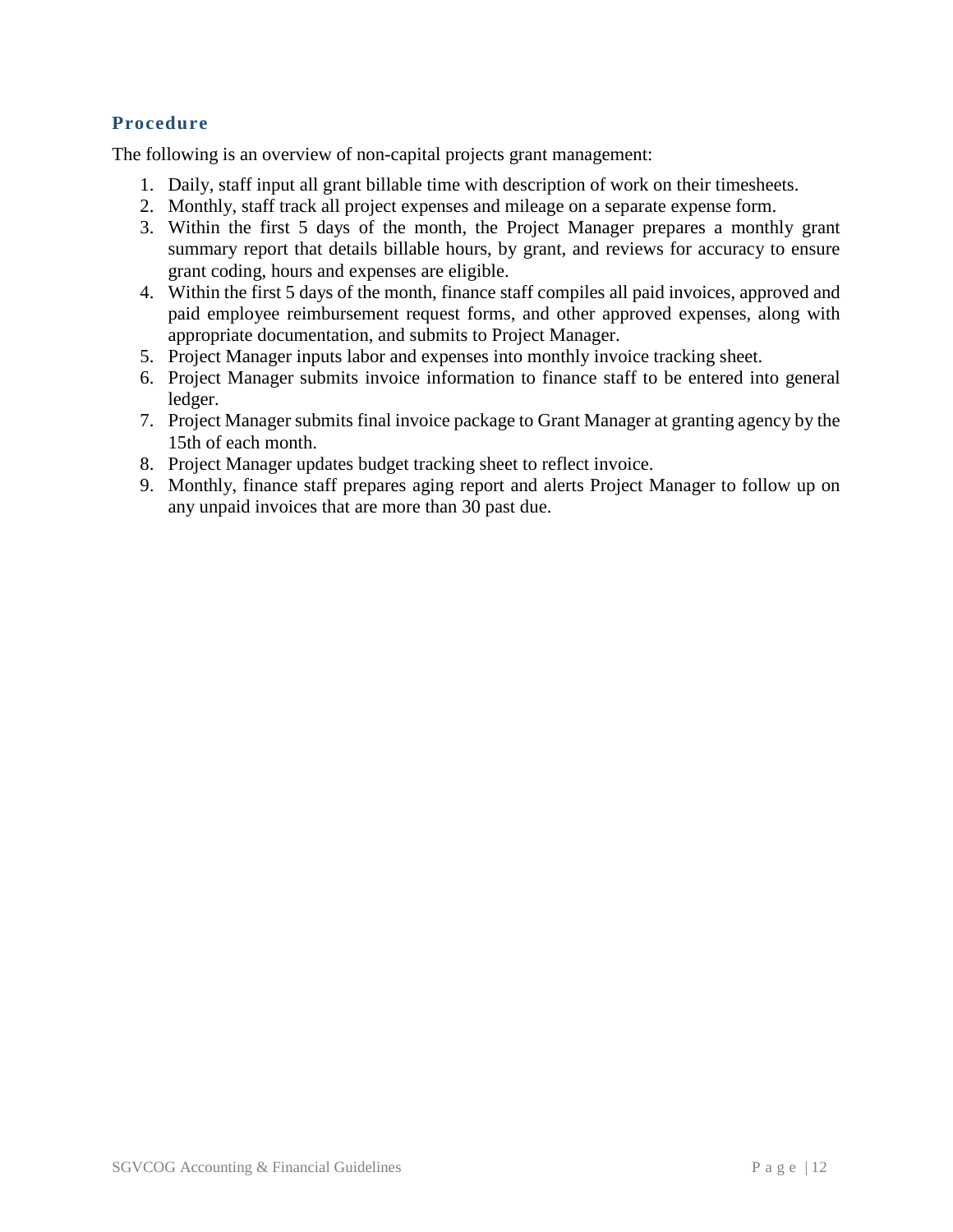### Procedure

The following is an overview of non-capital projects grant management:

1. Daily, staff input all grant billable time with description of work on their timesheets.
2. Monthly, staff track all project expenses and mileage on a separate expense form.
3. Within the first 5 days of the month, the Project Manager prepares a monthly grant summary report that details billable hours, by grant, and reviews for accuracy to ensure grant coding, hours and expenses are eligible.
4. Within the first 5 days of the month, finance staff compiles all paid invoices, approved and paid employee reimbursement request forms, and other approved expenses, along with appropriate documentation, and submits to Project Manager.
5. Project Manager inputs labor and expenses into monthly invoice tracking sheet.
6. Project Manager submits invoice information to finance staff to be entered into general ledger.
7. Project Manager submits final invoice package to Grant Manager at granting agency by the 15th of each month.
8. Project Manager updates budget tracking sheet to reflect invoice.
9. Monthly, finance staff prepares aging report and alerts Project Manager to follow up on any unpaid invoices that are more than 30 past due.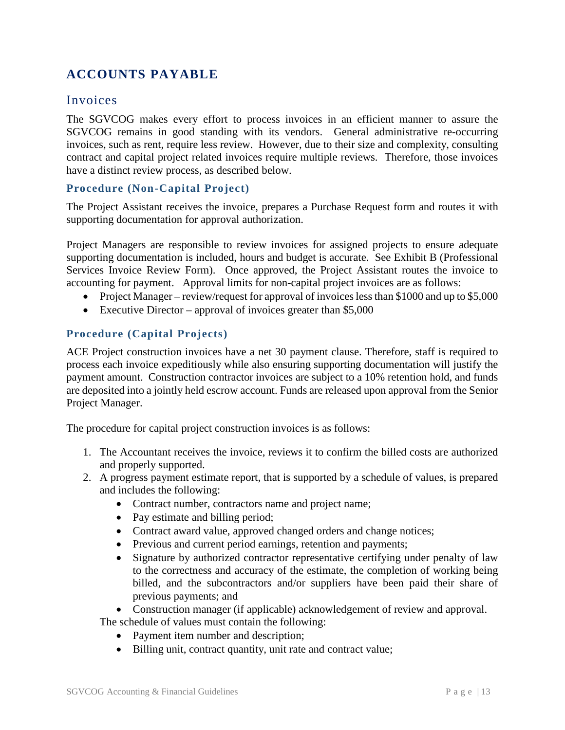# ACCOUNTS PAYABLE

## Invoices

The SGVCOG makes every effort to process invoices in an efficient manner to assure the SGVCOG remains in good standing with its vendors. General administrative re-occurring invoices, such as rent, require less review. However, due to their size and complexity, consulting contract and capital project related invoices require multiple reviews. Therefore, those invoices have a distinct review process, as described below.

### Procedure (Non-Capital Project)

The Project Assistant receives the invoice, prepares a Purchase Request form and routes it with supporting documentation for approval authorization.

Project Managers are responsible to review invoices for assigned projects to ensure adequate supporting documentation is included, hours and budget is accurate. See Exhibit B (Professional Services Invoice Review Form). Once approved, the Project Assistant routes the invoice to accounting for payment. Approval limits for non-capital project invoices are as follows:

- Project Manager – review/request for approval of invoices less than $1000 and up to $5,000
- Executive Director – approval of invoices greater than $5,000

### Procedure (Capital Projects)

ACE Project construction invoices have a net 30 payment clause. Therefore, staff is required to process each invoice expeditiously while also ensuring supporting documentation will justify the payment amount. Construction contractor invoices are subject to a 10% retention hold, and funds are deposited into a jointly held escrow account. Funds are released upon approval from the Senior Project Manager.

The procedure for capital project construction invoices is as follows:

1. The Accountant receives the invoice, reviews it to confirm the billed costs are authorized and properly supported.
2. A progress payment estimate report, that is supported by a schedule of values, is prepared and includes the following:
   - Contract number, contractors name and project name;
   - Pay estimate and billing period;
   - Contract award value, approved changed orders and change notices;
   - Previous and current period earnings, retention and payments;
   - Signature by authorized contractor representative certifying under penalty of law to the correctness and accuracy of the estimate, the completion of working being billed, and the subcontractors and/or suppliers have been paid their share of previous payments; and
   - Construction manager (if applicable) acknowledgement of review and approval.

   The schedule of values must contain the following:
   - Payment item number and description;
   - Billing unit, contract quantity, unit rate and contract value;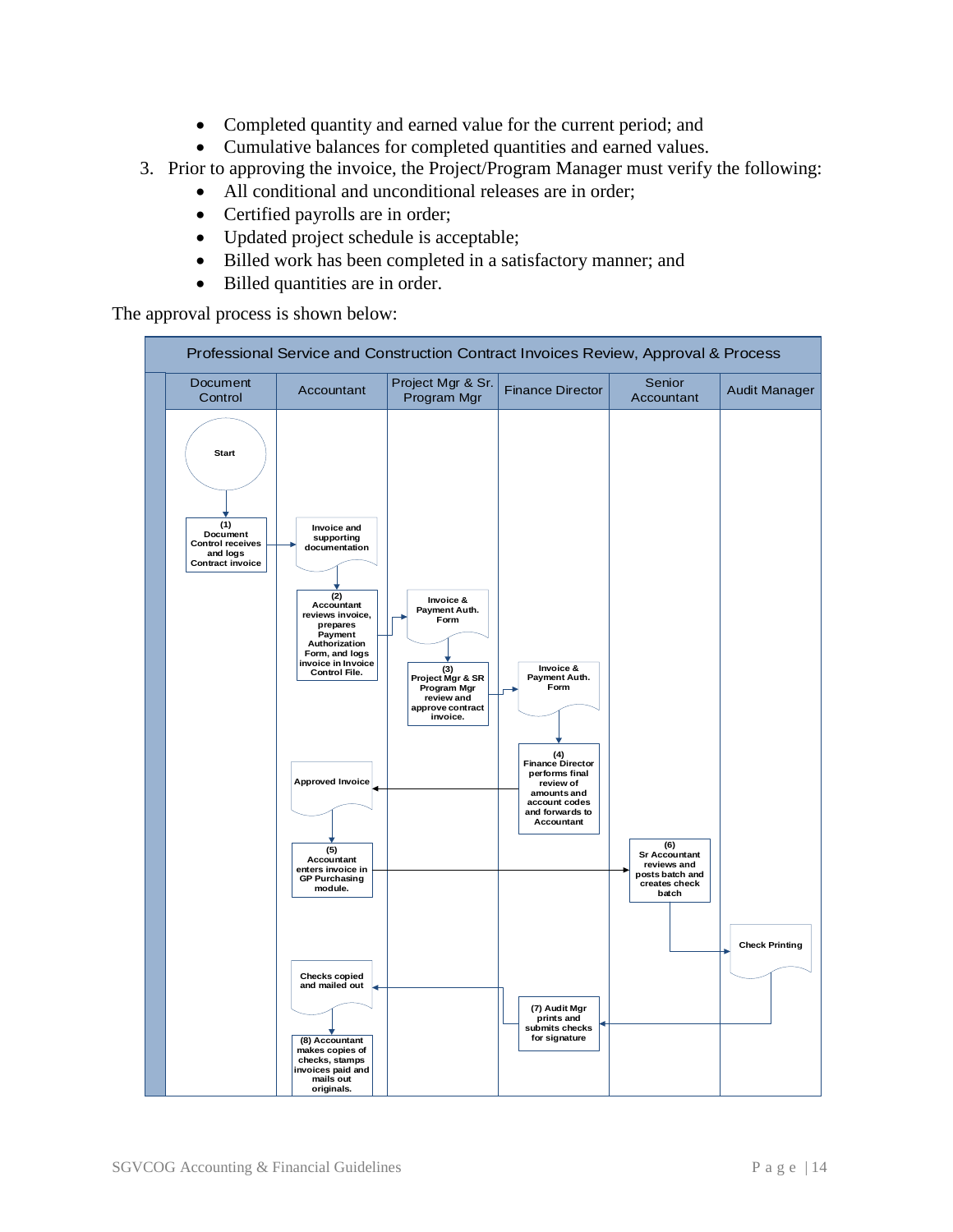- Completed quantity and earned value for the current period; and
- Cumulative balances for completed quantities and earned values.

3. Prior to approving the invoice, the Project/Program Manager must verify the following:
    - All conditional and unconditional releases are in order;
    - Certified payrolls are in order;
    - Updated project schedule is acceptable;
    - Billed work has been completed in a satisfactory manner; and
    - Billed quantities are in order.

The approval process is shown below:

**Professional Service and Construction Contract Invoices Review, Approval & Process**

| Document Control | Accountant | Project Mgr & Sr. Program Mgr | Finance Director | Senior Accountant | Audit Manager |
|---|---|---|---|---|---|
| Start | | | | | |
| (1) Document Control receives and logs Contract invoice | Invoice and supporting documentation | | | | |
| | (2) Accountant reviews invoice, prepares Payment Authorization Form, and logs invoice in Invoice Control File. | Invoice & Payment Auth. Form | | | |
| | | (3) Project Mgr & SR Program Mgr review and approve contract invoice. | Invoice & Payment Auth. Form | | |
| | Approved Invoice | | (4) Finance Director performs final review of amounts and account codes and forwards to Accountant | | |
| | (5) Accountant enters invoice in GP Purchasing module. | | | (6) Sr Accountant reviews and posts batch and creates check batch | |
| | | | | | Check Printing |
| | Checks copied and mailed out | | (7) Audit Mgr prints and submits checks for signature | | |
| | (8) Accountant makes copies of checks, stamps invoices paid and mails out originals. | | | | |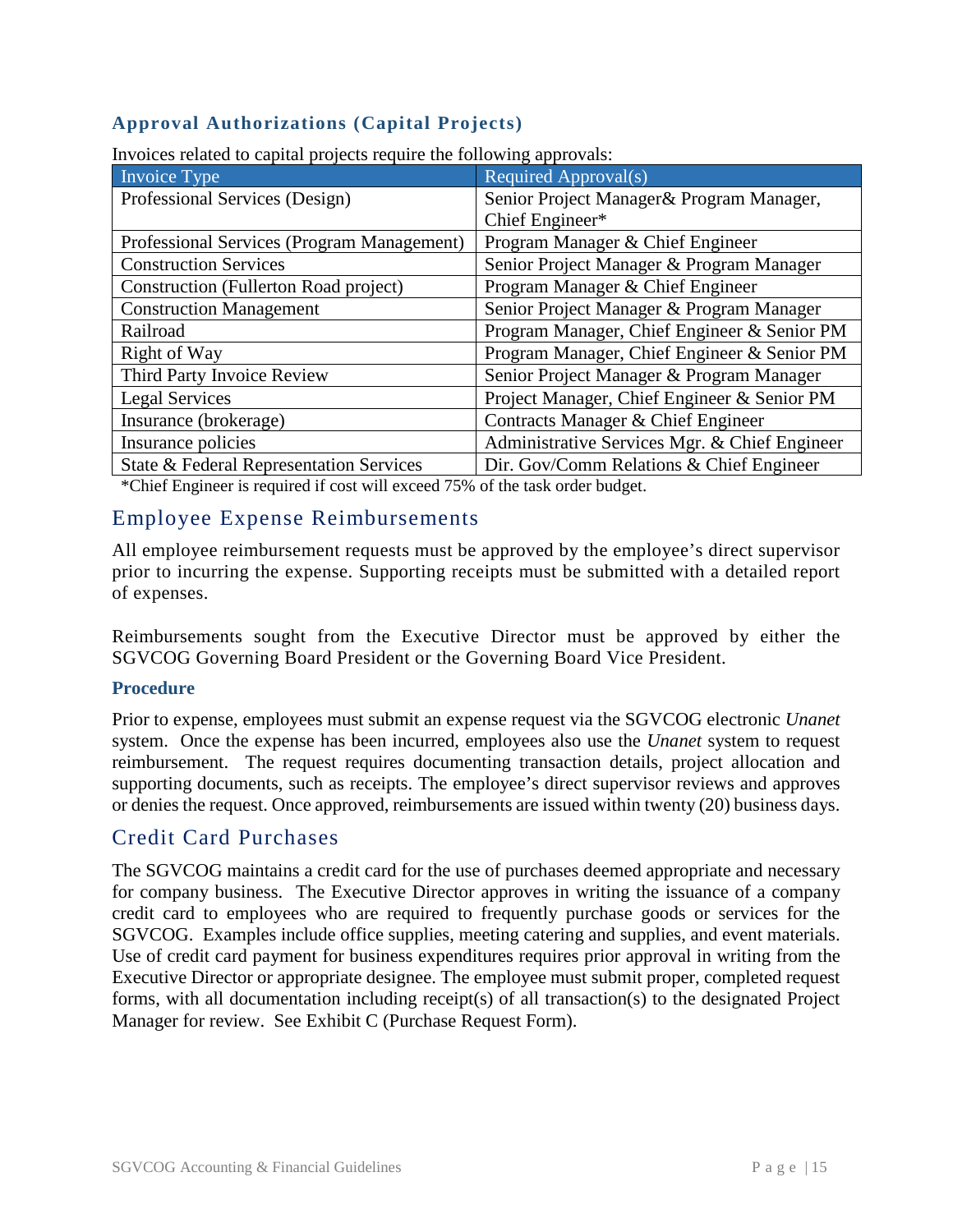### Approval Authorizations (Capital Projects)

Invoices related to capital projects require the following approvals:

| Invoice Type | Required Approval(s) |
|---|---|
| Professional Services (Design) | Senior Project Manager& Program Manager, Chief Engineer* |
| Professional Services (Program Management) | Program Manager & Chief Engineer |
| Construction Services | Senior Project Manager & Program Manager |
| Construction (Fullerton Road project) | Program Manager & Chief Engineer |
| Construction Management | Senior Project Manager & Program Manager |
| Railroad | Program Manager, Chief Engineer & Senior PM |
| Right of Way | Program Manager, Chief Engineer & Senior PM |
| Third Party Invoice Review | Senior Project Manager & Program Manager |
| Legal Services | Project Manager, Chief Engineer & Senior PM |
| Insurance (brokerage) | Contracts Manager & Chief Engineer |
| Insurance policies | Administrative Services Mgr. & Chief Engineer |
| State & Federal Representation Services | Dir. Gov/Comm Relations & Chief Engineer |

*Chief Engineer is required if cost will exceed 75% of the task order budget.

## Employee Expense Reimbursements

All employee reimbursement requests must be approved by the employee's direct supervisor prior to incurring the expense. Supporting receipts must be submitted with a detailed report of expenses.

Reimbursements sought from the Executive Director must be approved by either the SGVCOG Governing Board President or the Governing Board Vice President.

### Procedure

Prior to expense, employees must submit an expense request via the SGVCOG electronic *Unanet* system. Once the expense has been incurred, employees also use the *Unanet* system to request reimbursement. The request requires documenting transaction details, project allocation and supporting documents, such as receipts. The employee's direct supervisor reviews and approves or denies the request. Once approved, reimbursements are issued within twenty (20) business days.

## Credit Card Purchases

The SGVCOG maintains a credit card for the use of purchases deemed appropriate and necessary for company business. The Executive Director approves in writing the issuance of a company credit card to employees who are required to frequently purchase goods or services for the SGVCOG. Examples include office supplies, meeting catering and supplies, and event materials. Use of credit card payment for business expenditures requires prior approval in writing from the Executive Director or appropriate designee. The employee must submit proper, completed request forms, with all documentation including receipt(s) of all transaction(s) to the designated Project Manager for review. See Exhibit C (Purchase Request Form).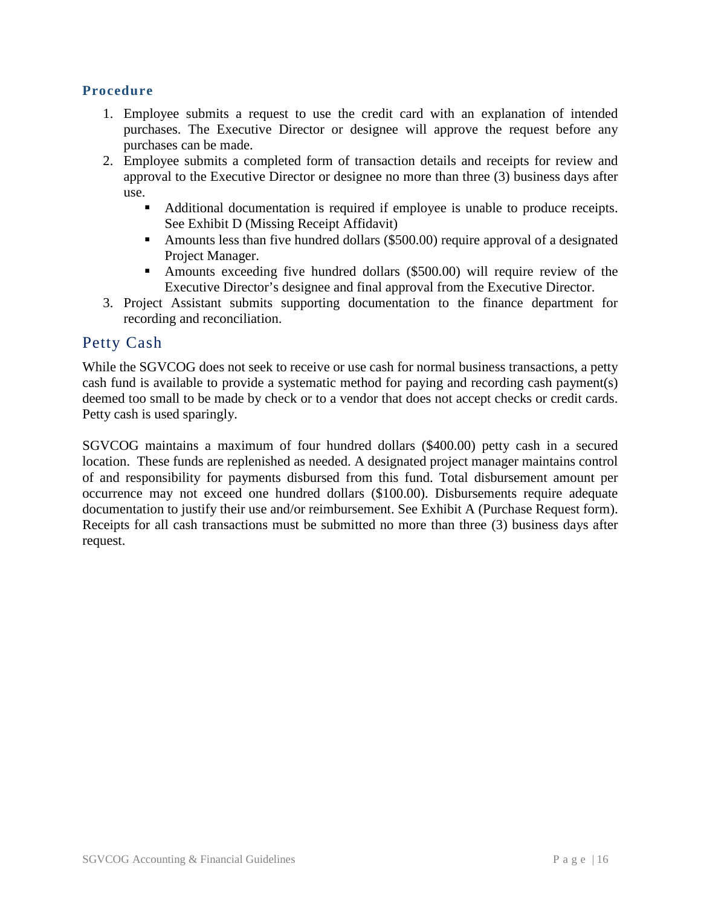### Procedure

1. Employee submits a request to use the credit card with an explanation of intended purchases. The Executive Director or designee will approve the request before any purchases can be made.
2. Employee submits a completed form of transaction details and receipts for review and approval to the Executive Director or designee no more than three (3) business days after use.
   - Additional documentation is required if employee is unable to produce receipts. See Exhibit D (Missing Receipt Affidavit)
   - Amounts less than five hundred dollars ($500.00) require approval of a designated Project Manager.
   - Amounts exceeding five hundred dollars ($500.00) will require review of the Executive Director's designee and final approval from the Executive Director.
3. Project Assistant submits supporting documentation to the finance department for recording and reconciliation.

## Petty Cash

While the SGVCOG does not seek to receive or use cash for normal business transactions, a petty cash fund is available to provide a systematic method for paying and recording cash payment(s) deemed too small to be made by check or to a vendor that does not accept checks or credit cards. Petty cash is used sparingly.

SGVCOG maintains a maximum of four hundred dollars ($400.00) petty cash in a secured location. These funds are replenished as needed. A designated project manager maintains control of and responsibility for payments disbursed from this fund. Total disbursement amount per occurrence may not exceed one hundred dollars ($100.00). Disbursements require adequate documentation to justify their use and/or reimbursement. See Exhibit A (Purchase Request form). Receipts for all cash transactions must be submitted no more than three (3) business days after request.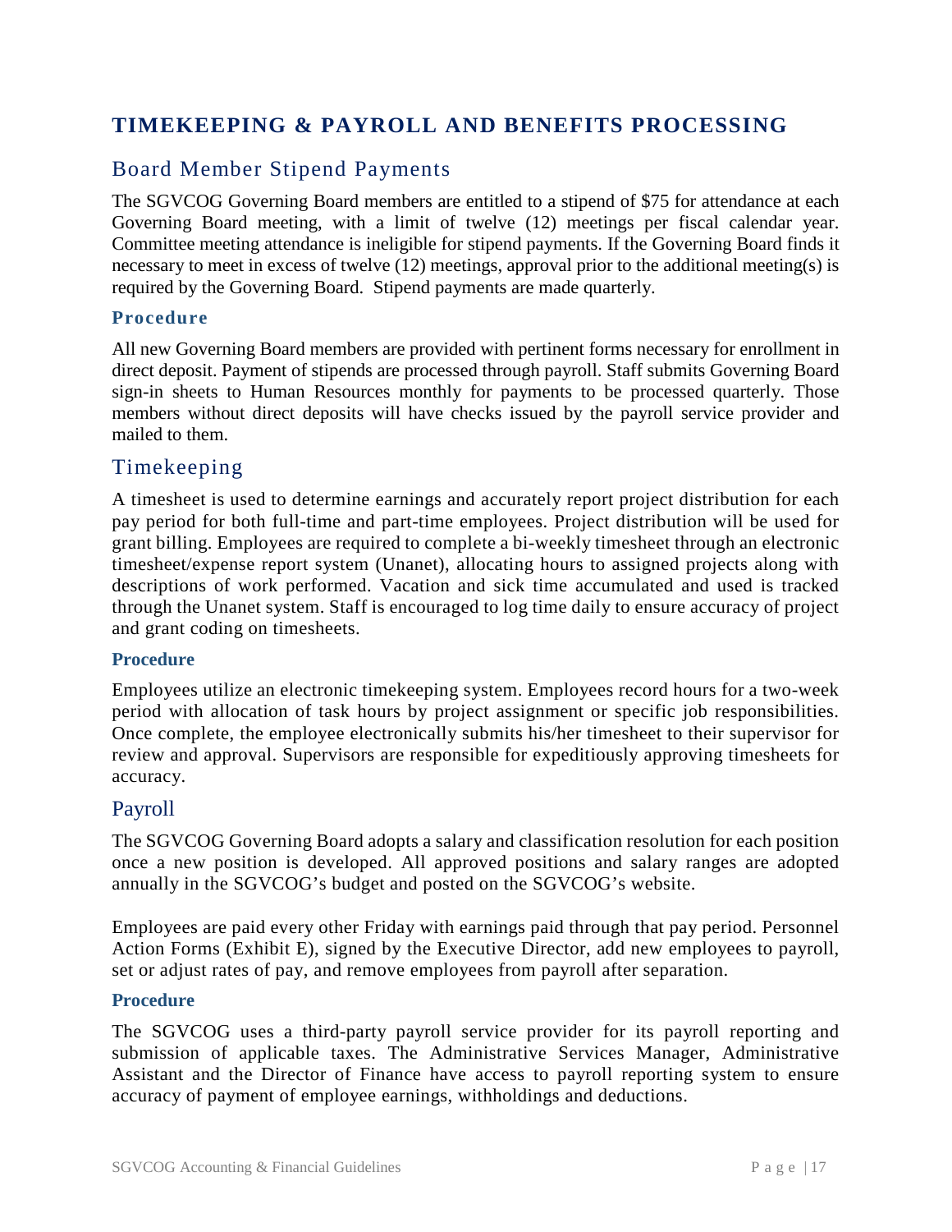# TIMEKEEPING & PAYROLL AND BENEFITS PROCESSING

## Board Member Stipend Payments

The SGVCOG Governing Board members are entitled to a stipend of $75 for attendance at each Governing Board meeting, with a limit of twelve (12) meetings per fiscal calendar year. Committee meeting attendance is ineligible for stipend payments. If the Governing Board finds it necessary to meet in excess of twelve (12) meetings, approval prior to the additional meeting(s) is required by the Governing Board. Stipend payments are made quarterly.

### Procedure

All new Governing Board members are provided with pertinent forms necessary for enrollment in direct deposit. Payment of stipends are processed through payroll. Staff submits Governing Board sign-in sheets to Human Resources monthly for payments to be processed quarterly. Those members without direct deposits will have checks issued by the payroll service provider and mailed to them.

## Timekeeping

A timesheet is used to determine earnings and accurately report project distribution for each pay period for both full-time and part-time employees. Project distribution will be used for grant billing. Employees are required to complete a bi-weekly timesheet through an electronic timesheet/expense report system (Unanet), allocating hours to assigned projects along with descriptions of work performed. Vacation and sick time accumulated and used is tracked through the Unanet system. Staff is encouraged to log time daily to ensure accuracy of project and grant coding on timesheets.

### Procedure

Employees utilize an electronic timekeeping system. Employees record hours for a two-week period with allocation of task hours by project assignment or specific job responsibilities. Once complete, the employee electronically submits his/her timesheet to their supervisor for review and approval. Supervisors are responsible for expeditiously approving timesheets for accuracy.

## Payroll

The SGVCOG Governing Board adopts a salary and classification resolution for each position once a new position is developed. All approved positions and salary ranges are adopted annually in the SGVCOG's budget and posted on the SGVCOG's website.

Employees are paid every other Friday with earnings paid through that pay period. Personnel Action Forms (Exhibit E), signed by the Executive Director, add new employees to payroll, set or adjust rates of pay, and remove employees from payroll after separation.

### Procedure

The SGVCOG uses a third-party payroll service provider for its payroll reporting and submission of applicable taxes. The Administrative Services Manager, Administrative Assistant and the Director of Finance have access to payroll reporting system to ensure accuracy of payment of employee earnings, withholdings and deductions.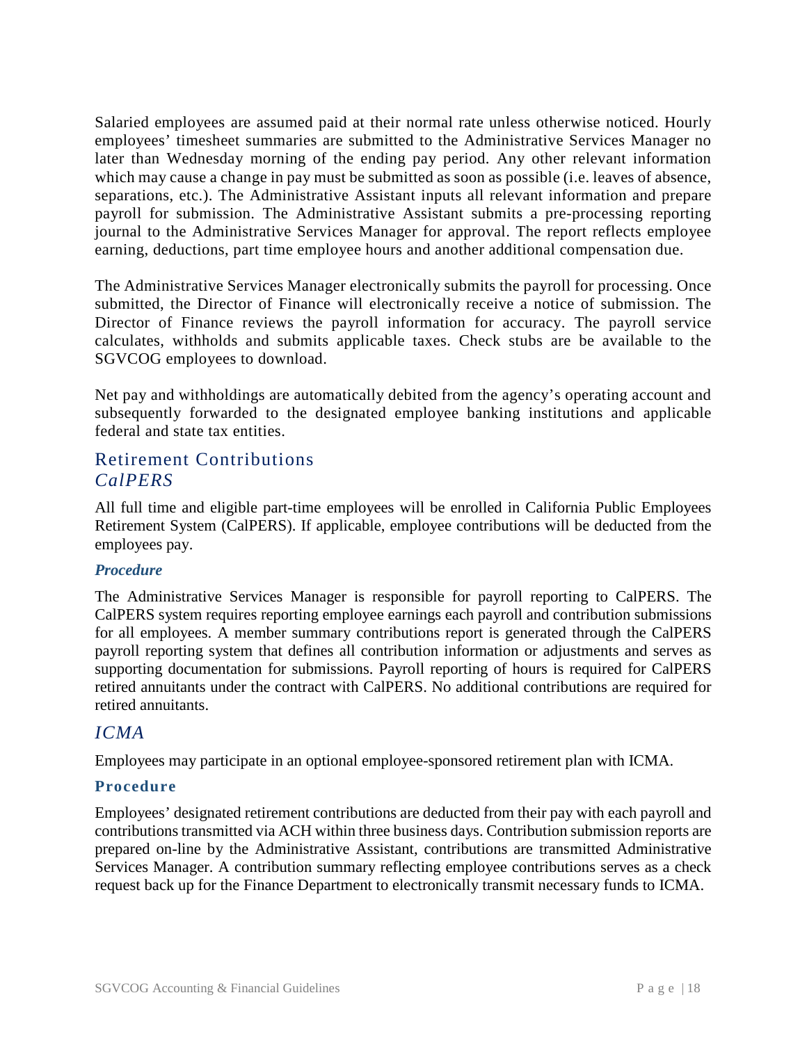Salaried employees are assumed paid at their normal rate unless otherwise noticed. Hourly employees' timesheet summaries are submitted to the Administrative Services Manager no later than Wednesday morning of the ending pay period. Any other relevant information which may cause a change in pay must be submitted as soon as possible (i.e. leaves of absence, separations, etc.). The Administrative Assistant inputs all relevant information and prepare payroll for submission. The Administrative Assistant submits a pre-processing reporting journal to the Administrative Services Manager for approval. The report reflects employee earning, deductions, part time employee hours and another additional compensation due.

The Administrative Services Manager electronically submits the payroll for processing. Once submitted, the Director of Finance will electronically receive a notice of submission. The Director of Finance reviews the payroll information for accuracy. The payroll service calculates, withholds and submits applicable taxes. Check stubs are be available to the SGVCOG employees to download.

Net pay and withholdings are automatically debited from the agency's operating account and subsequently forwarded to the designated employee banking institutions and applicable federal and state tax entities.

## Retirement Contributions

### *CalPERS*

All full time and eligible part-time employees will be enrolled in California Public Employees Retirement System (CalPERS). If applicable, employee contributions will be deducted from the employees pay.

#### *Procedure*

The Administrative Services Manager is responsible for payroll reporting to CalPERS. The CalPERS system requires reporting employee earnings each payroll and contribution submissions for all employees. A member summary contributions report is generated through the CalPERS payroll reporting system that defines all contribution information or adjustments and serves as supporting documentation for submissions. Payroll reporting of hours is required for CalPERS retired annuitants under the contract with CalPERS. No additional contributions are required for retired annuitants.

### *ICMA*

Employees may participate in an optional employee-sponsored retirement plan with ICMA.

#### **Procedure**

Employees' designated retirement contributions are deducted from their pay with each payroll and contributions transmitted via ACH within three business days. Contribution submission reports are prepared on-line by the Administrative Assistant, contributions are transmitted Administrative Services Manager. A contribution summary reflecting employee contributions serves as a check request back up for the Finance Department to electronically transmit necessary funds to ICMA.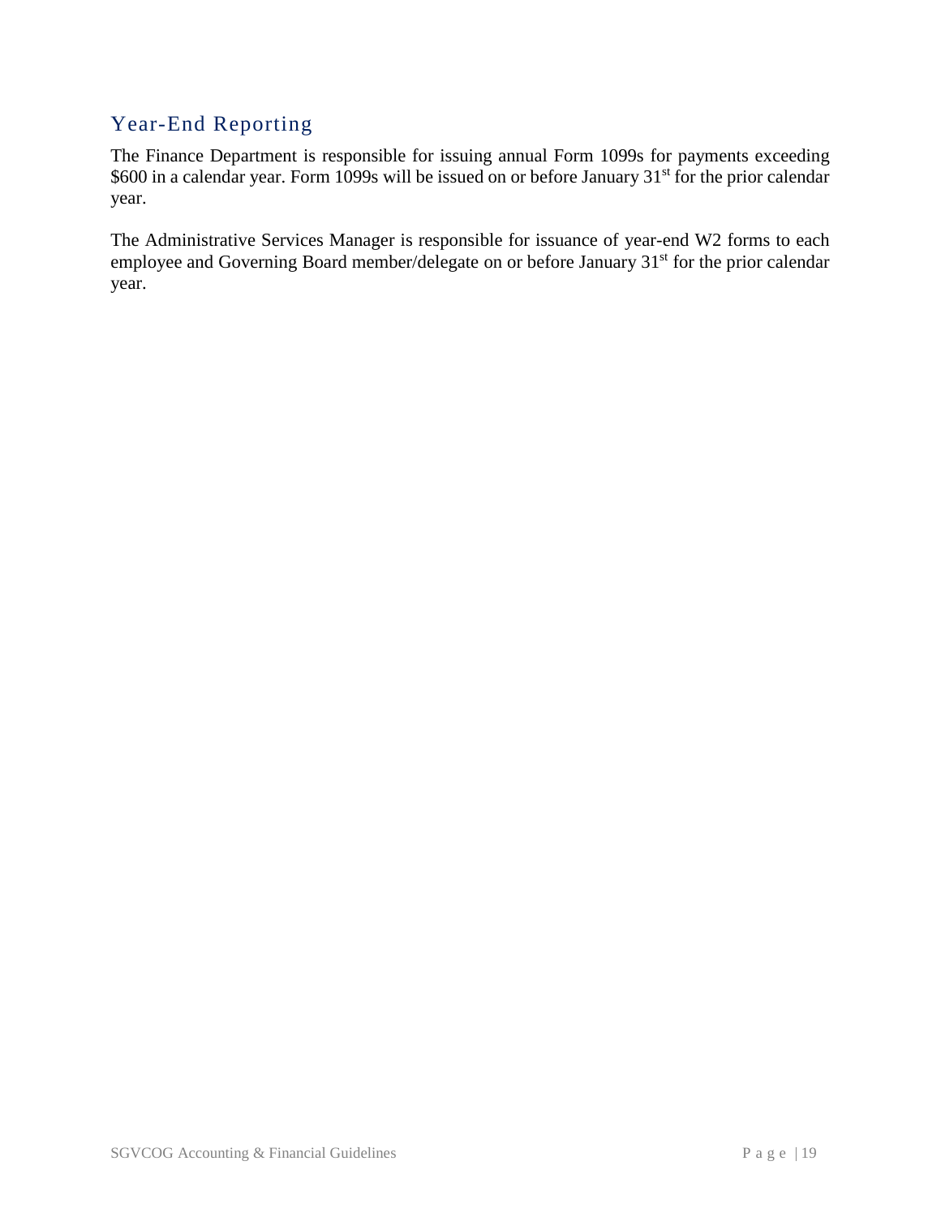## Year-End Reporting

The Finance Department is responsible for issuing annual Form 1099s for payments exceeding $600 in a calendar year. Form 1099s will be issued on or before January 31st for the prior calendar year.

The Administrative Services Manager is responsible for issuance of year-end W2 forms to each employee and Governing Board member/delegate on or before January 31st for the prior calendar year.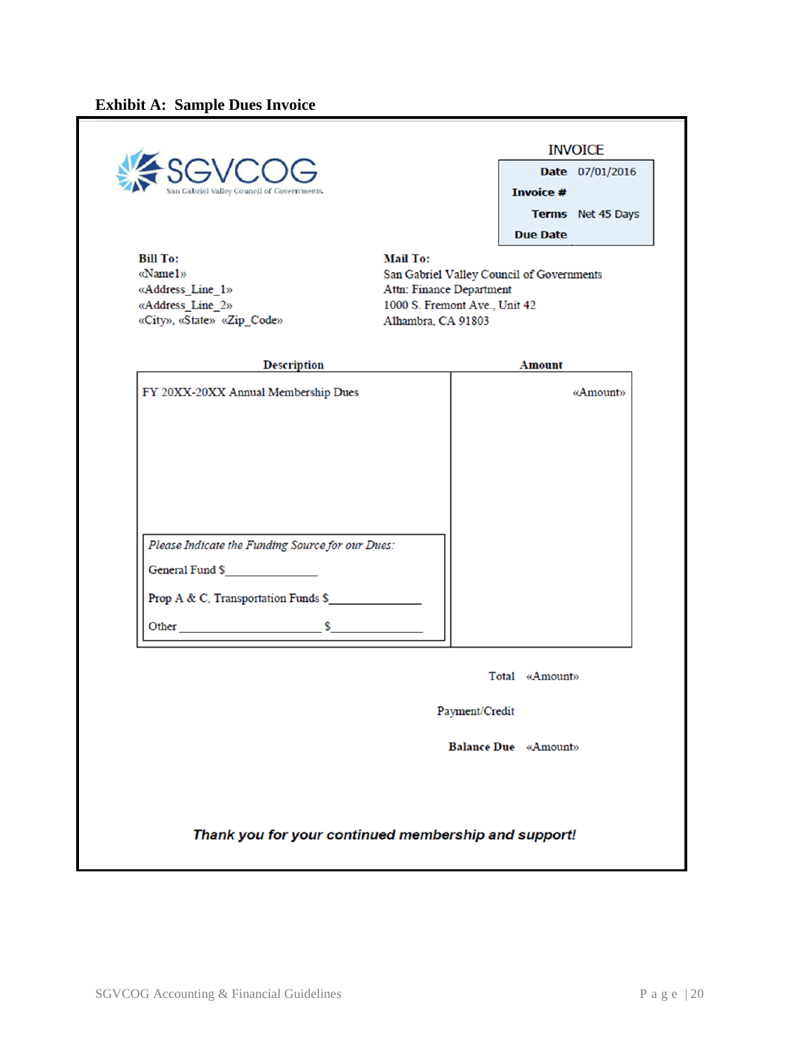**Exhibit A: Sample Dues Invoice**

SGVCOG
San Gabriel Valley Council of Governments

INVOICE

| | |
|---|---|
| **Date** | 07/01/2016 |
| **Invoice #** | |
| **Terms** | Net 45 Days |
| **Due Date** | |

**Bill To:**
«Name1»
«Address_Line_1»
«Address_Line_2»
«City», «State» «Zip_Code»

**Mail To:**
San Gabriel Valley Council of Governments
Attn: Finance Department
1000 S. Fremont Ave., Unit 42
Alhambra, CA 91803

| Description | Amount |
|---|---|
| FY 20XX-20XX Annual Membership Dues | «Amount» |

*Please Indicate the Funding Source for our Dues:*

General Fund $_______________

Prop A & C, Transportation Funds $_______________

Other ________________________ $_______________

Total «Amount»

Payment/Credit

**Balance Due** «Amount»

***Thank you for your continued membership and support!***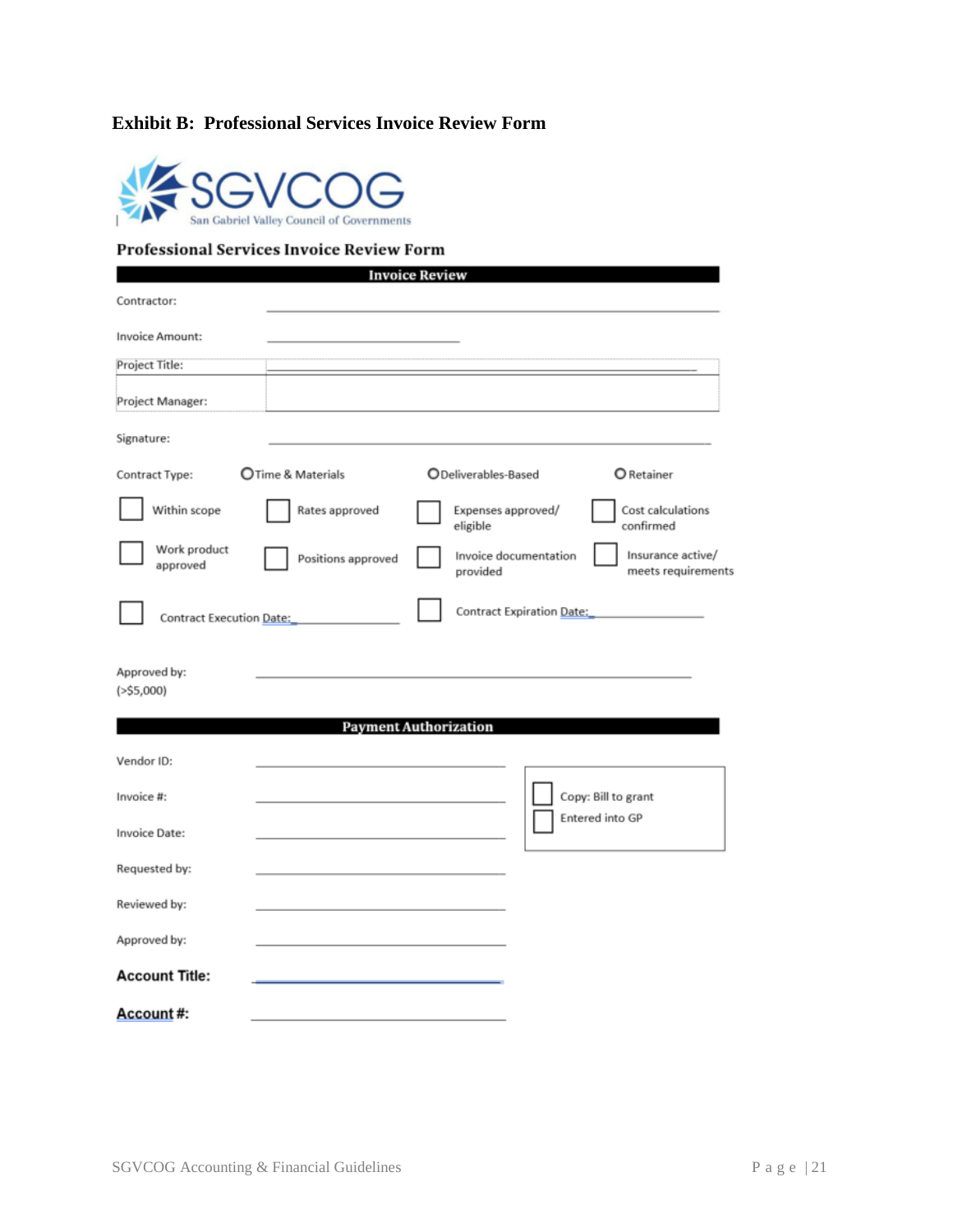### Exhibit B: Professional Services Invoice Review Form

SGVCOG
San Gabriel Valley Council of Governments

**Professional Services Invoice Review Form**

**Invoice Review**

Contractor: ______________________________

Invoice Amount: ______________________________

Project Title: ______________________________

Project Manager: ______________________________

Signature: ______________________________

Contract Type: ○ Time & Materials ○ Deliverables-Based ○ Retainer

☐ Within scope ☐ Rates approved ☐ Expenses approved/ eligible ☐ Cost calculations confirmed

☐ Work product approved ☐ Positions approved ☐ Invoice documentation provided ☐ Insurance active/ meets requirements

☐ Contract Execution Date: ______________ ☐ Contract Expiration Date: ______________

Approved by: (>$5,000) ______________________________

**Payment Authorization**

Vendor ID: ______________________________

Invoice #: ______________________________

Invoice Date: ______________________________

Requested by: ______________________________

Reviewed by: ______________________________

Approved by: ______________________________

**Account Title:** ______________________________

**Account #:** ______________________________

☐ Copy: Bill to grant
☐ Entered into GP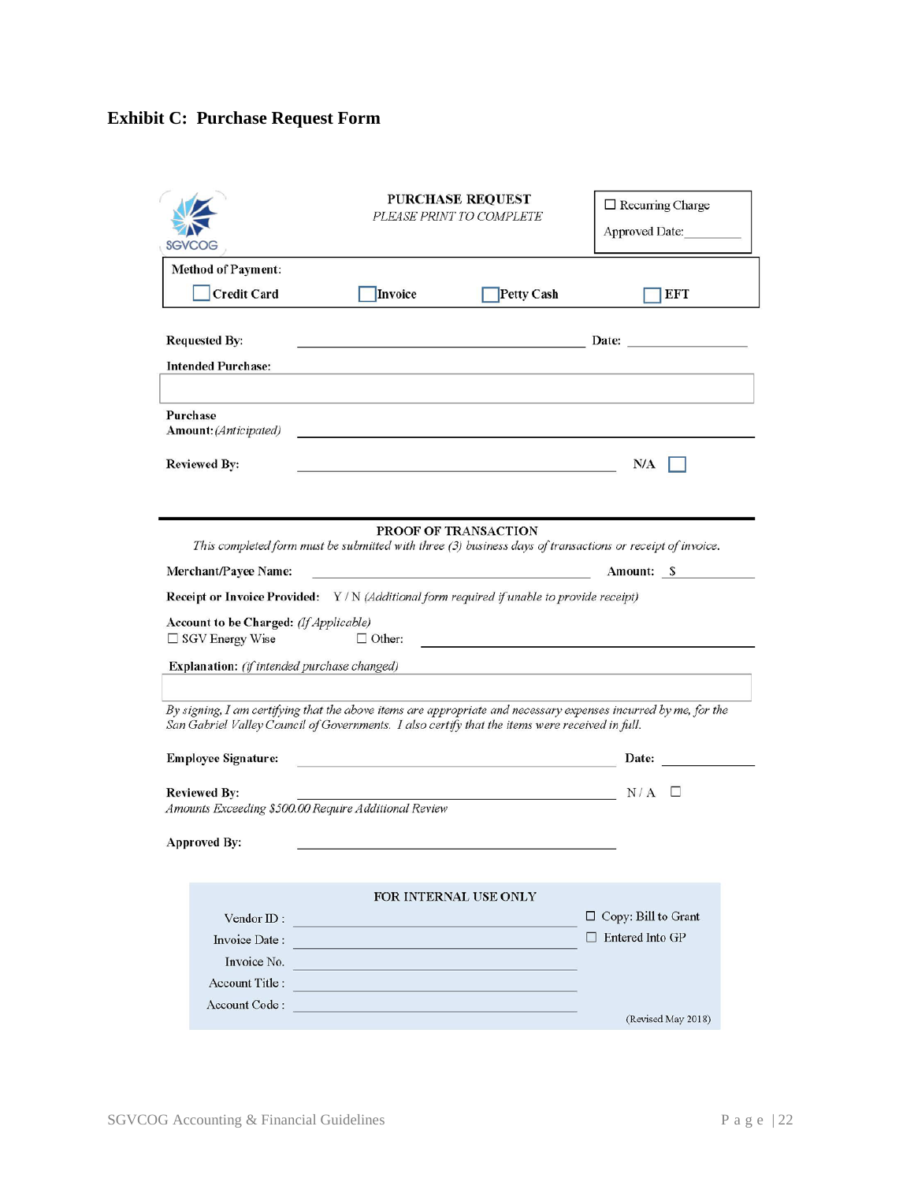## Exhibit C: Purchase Request Form

SGVCOG

**PURCHASE REQUEST**

*PLEASE PRINT TO COMPLETE*

☐ Recurring Charge

Approved Date:________

**Method of Payment:**

☐ **Credit Card** ☐ **Invoice** ☐ **Petty Cash** ☐ **EFT**

**Requested By:** ________________________________ **Date:** ______________

**Intended Purchase:**

______________________________________________

**Purchase Amount:** *(Anticipated)* ________________________________

**Reviewed By:** ________________________________ **N/A** ☐

---

**PROOF OF TRANSACTION**

*This completed form must be submitted with three (3) business days of transactions or receipt of invoice.*

**Merchant/Payee Name:** ________________________________ **Amount:** $ __________

**Receipt or Invoice Provided:** Y / N *(Additional form required if unable to provide receipt)*

**Account to be Charged:** *(If Applicable)*

☐ SGV Energy Wise ☐ Other: ________________________________

**Explanation:** *(if intended purchase changed)*

______________________________________________

*By signing, I am certifying that the above items are appropriate and necessary expenses incurred by me, for the San Gabriel Valley Council of Governments. I also certify that the items were received in full.*

**Employee Signature:** ________________________________ **Date:** ______________

**Reviewed By:** ________________________________ N / A ☐

*Amounts Exceeding $500.00 Require Additional Review*

**Approved By:** ________________________________

FOR INTERNAL USE ONLY

Vendor ID : ________________________ ☐ Copy: Bill to Grant

Invoice Date : ________________________ ☐ Entered Into GP

Invoice No. ________________________

Account Title : ________________________

Account Code : ________________________

(Revised May 2018)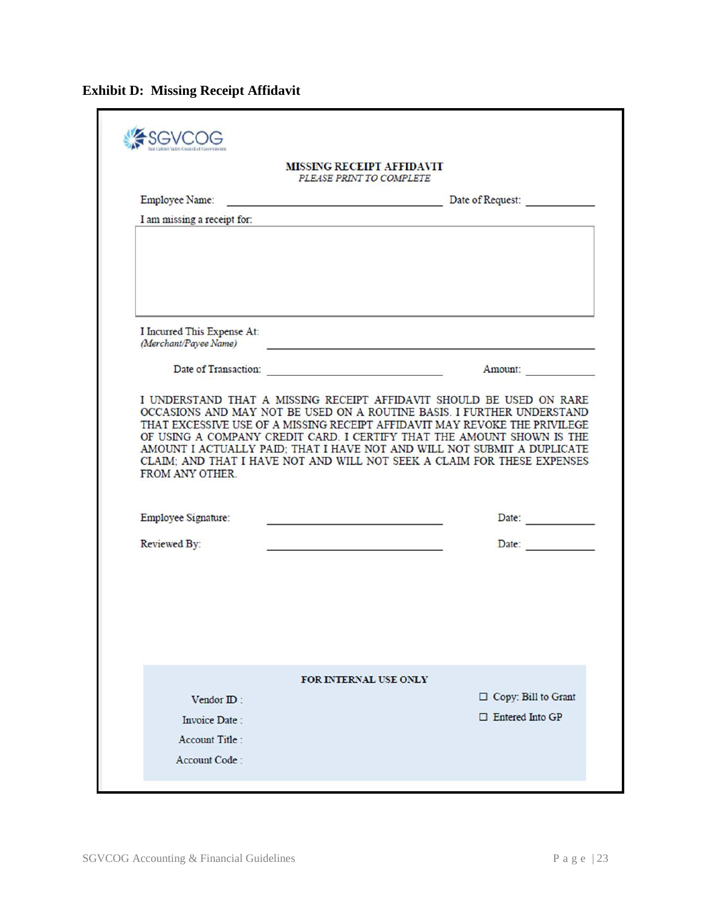**Exhibit D: Missing Receipt Affidavit**

SGVCOG

San Gabriel Valley Council of Governments

**MISSING RECEIPT AFFIDAVIT**

*PLEASE PRINT TO COMPLETE*

Employee Name: ______________________________ Date of Request: ____________

I am missing a receipt for:

I Incurred This Expense At:
*(Merchant/Payee Name)* ______________________________

Date of Transaction: ______________________________ Amount: ____________

I UNDERSTAND THAT A MISSING RECEIPT AFFIDAVIT SHOULD BE USED ON RARE OCCASIONS AND MAY NOT BE USED ON A ROUTINE BASIS. I FURTHER UNDERSTAND THAT EXCESSIVE USE OF A MISSING RECEIPT AFFIDAVIT MAY REVOKE THE PRIVILEGE OF USING A COMPANY CREDIT CARD. I CERTIFY THAT THE AMOUNT SHOWN IS THE AMOUNT I ACTUALLY PAID; THAT I HAVE NOT AND WILL NOT SUBMIT A DUPLICATE CLAIM; AND THAT I HAVE NOT AND WILL NOT SEEK A CLAIM FOR THESE EXPENSES FROM ANY OTHER.

Employee Signature: ______________________________ Date: ____________

Reviewed By: ______________________________ Date: ____________

**FOR INTERNAL USE ONLY**

Vendor ID :

Invoice Date :

Account Title :

Account Code :

☐ Copy: Bill to Grant

☐ Entered Into GP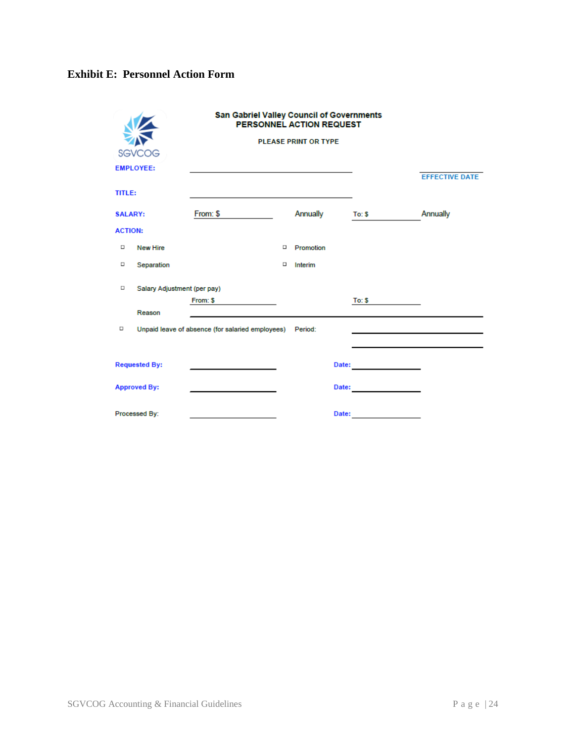## Exhibit E: Personnel Action Form

**San Gabriel Valley Council of Governments**
**PERSONNEL ACTION REQUEST**

PLEASE PRINT OR TYPE

SGVCOG

**EMPLOYEE:** ______________________________ ______________ **EFFECTIVE DATE**

**TITLE:** ______________________________

**SALARY:** From: $ ____________ Annually To: $ ____________ Annually

**ACTION:**

- ◻ New Hire
- ◻ Promotion
- ◻ Separation
- ◻ Interim
- ◻ Salary Adjustment (per pay)
  From: $ ____________ To: $ ____________
  Reason ______________________________
- ◻ Unpaid leave of absence (for salaried employees) Period: ______________________________

**Requested By:** ____________________ **Date:** ____________________

**Approved By:** ____________________ **Date:** ____________________

Processed By: ____________________ **Date:** ____________________